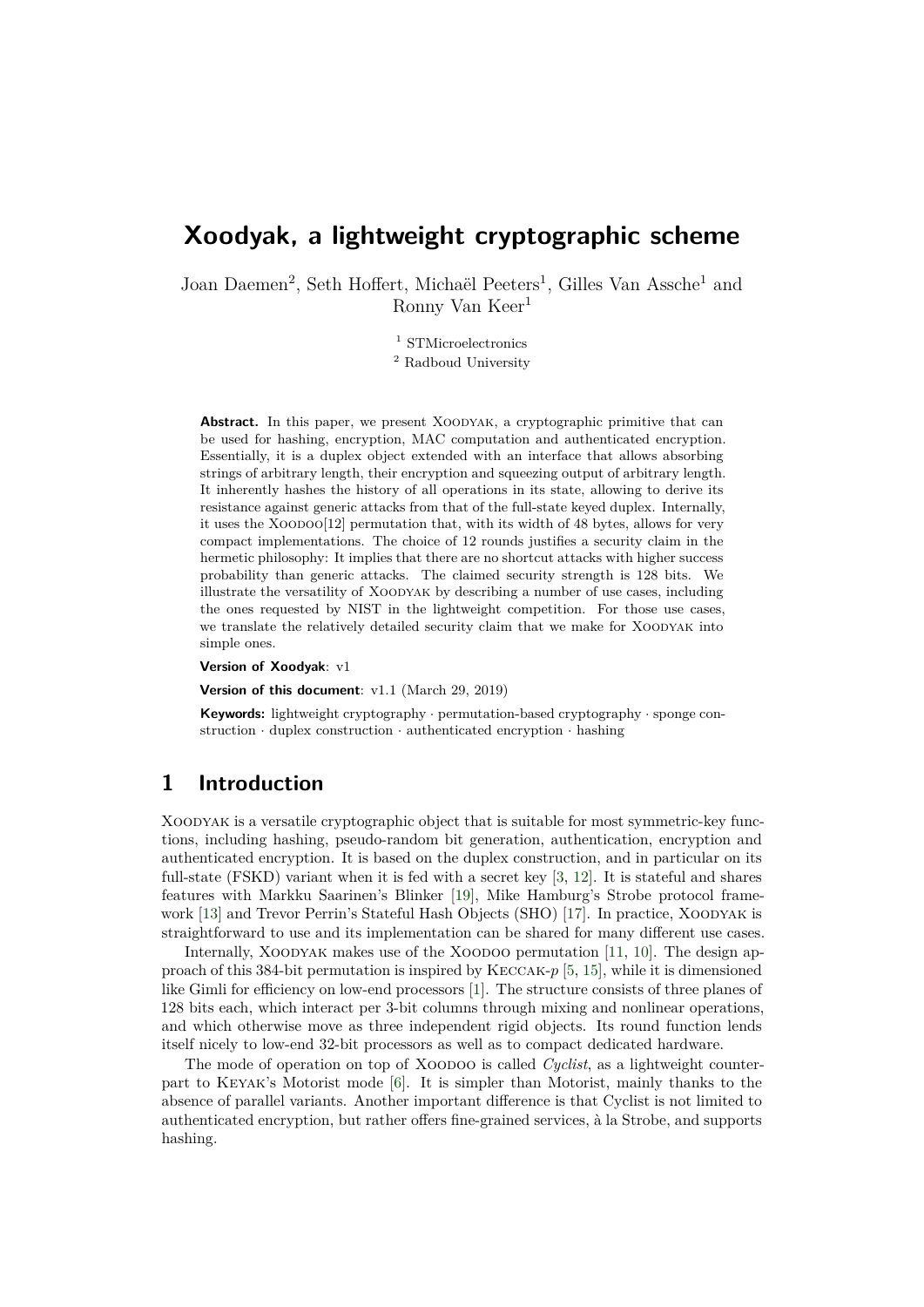# Xoodyak, a lightweight cryptographic scheme

Joan Daemen[2], Seth Hoffert, Michaël Peeters[1], Gilles Van Assche[1] and Ronny Van Keer[1]

[1] STMicroelectronics

[2] Radboud University

**Abstract.** In this paper, we present Xoodyak, a cryptographic primitive that can be used for hashing, encryption, MAC computation and authenticated encryption. Essentially, it is a duplex object extended with an interface that allows absorbing strings of arbitrary length, their encryption and squeezing output of arbitrary length. It inherently hashes the history of all operations in its state, allowing to derive its resistance against generic attacks from that of the full-state keyed duplex. Internally, it uses the Xoodoo[12] permutation that, with its width of 48 bytes, allows for very compact implementations. The choice of 12 rounds justifies a security claim in the hermetic philosophy: It implies that there are no shortcut attacks with higher success probability than generic attacks. The claimed security strength is 128 bits. We illustrate the versatility of Xoodyak by describing a number of use cases, including the ones requested by NIST in the lightweight competition. For those use cases, we translate the relatively detailed security claim that we make for Xoodyak into simple ones.

**Version of Xoodyak**: v1

**Version of this document**: v1.1 (March 29, 2019)

**Keywords:** lightweight cryptography · permutation-based cryptography · sponge construction · duplex construction · authenticated encryption · hashing

## 1 Introduction

Xoodyak is a versatile cryptographic object that is suitable for most symmetric-key functions, including hashing, pseudo-random bit generation, authentication, encryption and authenticated encryption. It is based on the duplex construction, and in particular on its full-state (FSKD) variant when it is fed with a secret key [3, 12]. It is stateful and shares features with Markku Saarinen's Blinker [19], Mike Hamburg's Strobe protocol framework [13] and Trevor Perrin's Stateful Hash Objects (SHO) [17]. In practice, Xoodyak is straightforward to use and its implementation can be shared for many different use cases.

Internally, Xoodyak makes use of the Xoodoo permutation [11, 10]. The design approach of this 384-bit permutation is inspired by Keccak-$p$ [5, 15], while it is dimensioned like Gimli for efficiency on low-end processors [1]. The structure consists of three planes of 128 bits each, which interact per 3-bit columns through mixing and nonlinear operations, and which otherwise move as three independent rigid objects. Its round function lends itself nicely to low-end 32-bit processors as well as to compact dedicated hardware.

The mode of operation on top of Xoodoo is called *Cyclist*, as a lightweight counterpart to Keyak's Motorist mode [6]. It is simpler than Motorist, mainly thanks to the absence of parallel variants. Another important difference is that Cyclist is not limited to authenticated encryption, but rather offers fine-grained services, à la Strobe, and supports hashing.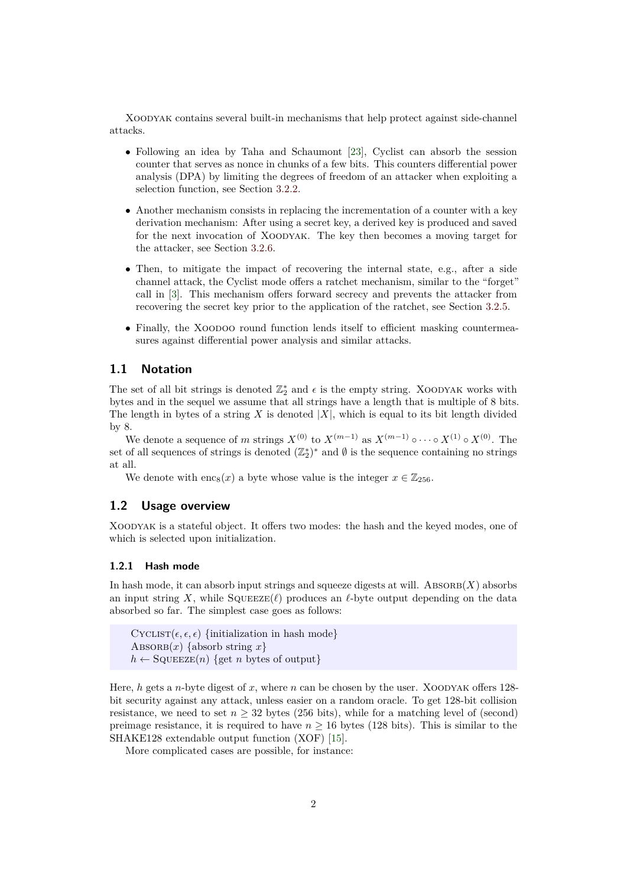Xoodyak contains several built-in mechanisms that help protect against side-channel attacks.

- Following an idea by Taha and Schaumont [23], Cyclist can absorb the session counter that serves as nonce in chunks of a few bits. This counters differential power analysis (DPA) by limiting the degrees of freedom of an attacker when exploiting a selection function, see Section 3.2.2.
- Another mechanism consists in replacing the incrementation of a counter with a key derivation mechanism: After using a secret key, a derived key is produced and saved for the next invocation of Xoodyak. The key then becomes a moving target for the attacker, see Section 3.2.6.
- Then, to mitigate the impact of recovering the internal state, e.g., after a side channel attack, the Cyclist mode offers a ratchet mechanism, similar to the "forget" call in [3]. This mechanism offers forward secrecy and prevents the attacker from recovering the secret key prior to the application of the ratchet, see Section 3.2.5.
- Finally, the Xoodoo round function lends itself to efficient masking countermeasures against differential power analysis and similar attacks.

## 1.1 Notation

The set of all bit strings is denoted $\mathbb{Z}_2^*$ and $\epsilon$ is the empty string. Xoodyak works with bytes and in the sequel we assume that all strings have a length that is multiple of 8 bits. The length in bytes of a string $X$ is denoted $|X|$, which is equal to its bit length divided by 8.

We denote a sequence of $m$ strings $X^{(0)}$ to $X^{(m-1)}$ as $X^{(m-1)} \circ \cdots \circ X^{(1)} \circ X^{(0)}$. The set of all sequences of strings is denoted $(\mathbb{Z}_2^*)^*$ and $\emptyset$ is the sequence containing no strings at all.

We denote with $\text{enc}_8(x)$ a byte whose value is the integer $x \in \mathbb{Z}_{256}$.

## 1.2 Usage overview

Xoodyak is a stateful object. It offers two modes: the hash and the keyed modes, one of which is selected upon initialization.

### 1.2.1 Hash mode

In hash mode, it can absorb input strings and squeeze digests at will. $\text{Absorb}(X)$ absorbs an input string $X$, while $\text{Squeeze}(\ell)$ produces an $\ell$-byte output depending on the data absorbed so far. The simplest case goes as follows:

> $\text{Cyclist}(\epsilon, \epsilon, \epsilon)$ {initialization in hash mode}
> $\text{Absorb}(x)$ {absorb string $x$}
> $h \leftarrow \text{Squeeze}(n)$ {get $n$ bytes of output}

Here, $h$ gets a $n$-byte digest of $x$, where $n$ can be chosen by the user. Xoodyak offers 128-bit security against any attack, unless easier on a random oracle. To get 128-bit collision resistance, we need to set $n \geq 32$ bytes (256 bits), while for a matching level of (second) preimage resistance, it is required to have $n \geq 16$ bytes (128 bits). This is similar to the SHAKE128 extendable output function (XOF) [15].

More complicated cases are possible, for instance: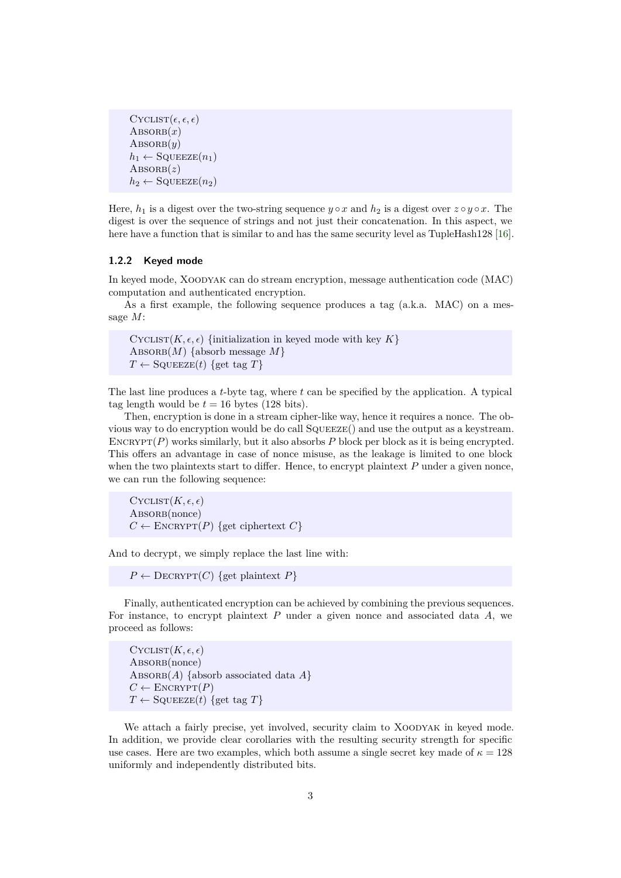```
Cyclist(ϵ, ϵ, ϵ)
Absorb(x)
Absorb(y)
h1 ← Squeeze(n1)
Absorb(z)
h2 ← Squeeze(n2)
```

Here, $h_1$ is a digest over the two-string sequence $y \circ x$ and $h_2$ is a digest over $z \circ y \circ x$. The digest is over the sequence of strings and not just their concatenation. In this aspect, we here have a function that is similar to and has the same security level as TupleHash128 [16].

### 1.2.2 Keyed mode

In keyed mode, Xoodyak can do stream encryption, message authentication code (MAC) computation and authenticated encryption.

As a first example, the following sequence produces a tag (a.k.a. MAC) on a message $M$:

```
Cyclist(K, ϵ, ϵ) {initialization in keyed mode with key K}
Absorb(M) {absorb message M}
T ← Squeeze(t) {get tag T}
```

The last line produces a $t$-byte tag, where $t$ can be specified by the application. A typical tag length would be $t = 16$ bytes (128 bits).

Then, encryption is done in a stream cipher-like way, hence it requires a nonce. The obvious way to do encryption would be do call Squeeze() and use the output as a keystream. Encrypt($P$) works similarly, but it also absorbs $P$ block per block as it is being encrypted. This offers an advantage in case of nonce misuse, as the leakage is limited to one block when the two plaintexts start to differ. Hence, to encrypt plaintext $P$ under a given nonce, we can run the following sequence:

```
Cyclist(K, ϵ, ϵ)
Absorb(nonce)
C ← Encrypt(P) {get ciphertext C}
```

And to decrypt, we simply replace the last line with:

```
P ← Decrypt(C) {get plaintext P}
```

Finally, authenticated encryption can be achieved by combining the previous sequences. For instance, to encrypt plaintext $P$ under a given nonce and associated data $A$, we proceed as follows:

```
Cyclist(K, ϵ, ϵ)
Absorb(nonce)
Absorb(A) {absorb associated data A}
C ← Encrypt(P)
T ← Squeeze(t) {get tag T}
```

We attach a fairly precise, yet involved, security claim to Xoodyak in keyed mode. In addition, we provide clear corollaries with the resulting security strength for specific use cases. Here are two examples, which both assume a single secret key made of $\kappa = 128$ uniformly and independently distributed bits.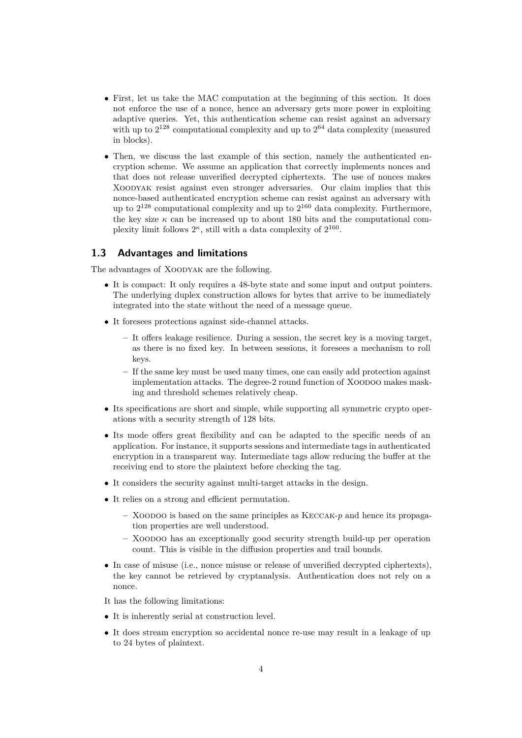- First, let us take the MAC computation at the beginning of this section. It does not enforce the use of a nonce, hence an adversary gets more power in exploiting adaptive queries. Yet, this authentication scheme can resist against an adversary with up to $2^{128}$ computational complexity and up to $2^{64}$ data complexity (measured in blocks).
- Then, we discuss the last example of this section, namely the authenticated encryption scheme. We assume an application that correctly implements nonces and that does not release unverified decrypted ciphertexts. The use of nonces makes Xoodyak resist against even stronger adversaries. Our claim implies that this nonce-based authenticated encryption scheme can resist against an adversary with up to $2^{128}$ computational complexity and up to $2^{160}$ data complexity. Furthermore, the key size $\kappa$ can be increased up to about 180 bits and the computational complexity limit follows $2^{\kappa}$, still with a data complexity of $2^{160}$.

## 1.3 Advantages and limitations

The advantages of Xoodyak are the following.

- It is compact: It only requires a 48-byte state and some input and output pointers. The underlying duplex construction allows for bytes that arrive to be immediately integrated into the state without the need of a message queue.
- It foresees protections against side-channel attacks.
  - It offers leakage resilience. During a session, the secret key is a moving target, as there is no fixed key. In between sessions, it foresees a mechanism to roll keys.
  - If the same key must be used many times, one can easily add protection against implementation attacks. The degree-2 round function of Xoodoo makes masking and threshold schemes relatively cheap.
- Its specifications are short and simple, while supporting all symmetric crypto operations with a security strength of 128 bits.
- Its mode offers great flexibility and can be adapted to the specific needs of an application. For instance, it supports sessions and intermediate tags in authenticated encryption in a transparent way. Intermediate tags allow reducing the buffer at the receiving end to store the plaintext before checking the tag.
- It considers the security against multi-target attacks in the design.
- It relies on a strong and efficient permutation.
  - Xoodoo is based on the same principles as Keccak-*p* and hence its propagation properties are well understood.
  - Xoodoo has an exceptionally good security strength build-up per operation count. This is visible in the diffusion properties and trail bounds.
- In case of misuse (i.e., nonce misuse or release of unverified decrypted ciphertexts), the key cannot be retrieved by cryptanalysis. Authentication does not rely on a nonce.

It has the following limitations:

- It is inherently serial at construction level.
- It does stream encryption so accidental nonce re-use may result in a leakage of up to 24 bytes of plaintext.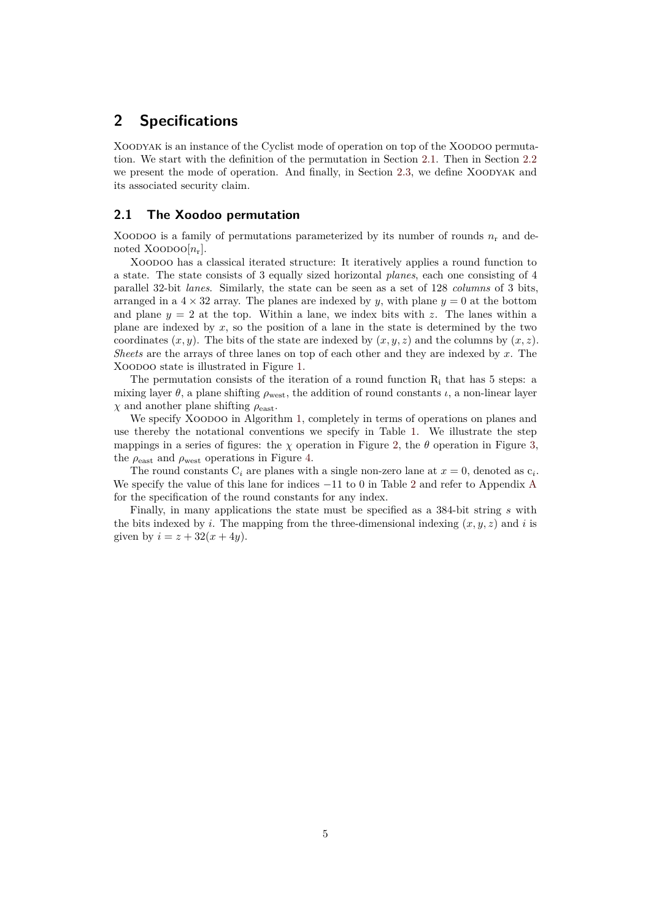## 2 Specifications

Xoodyak is an instance of the Cyclist mode of operation on top of the Xoodoo permutation. We start with the definition of the permutation in Section 2.1. Then in Section 2.2 we present the mode of operation. And finally, in Section 2.3, we define Xoodyak and its associated security claim.

### 2.1 The Xoodoo permutation

Xoodoo is a family of permutations parameterized by its number of rounds $n_r$ and denoted Xoodoo$[n_r]$.

Xoodoo has a classical iterated structure: It iteratively applies a round function to a state. The state consists of 3 equally sized horizontal *planes*, each one consisting of 4 parallel 32-bit *lanes*. Similarly, the state can be seen as a set of 128 *columns* of 3 bits, arranged in a $4 \times 32$ array. The planes are indexed by $y$, with plane $y = 0$ at the bottom and plane $y = 2$ at the top. Within a lane, we index bits with $z$. The lanes within a plane are indexed by $x$, so the position of a lane in the state is determined by the two coordinates $(x, y)$. The bits of the state are indexed by $(x, y, z)$ and the columns by $(x, z)$. *Sheets* are the arrays of three lanes on top of each other and they are indexed by $x$. The Xoodoo state is illustrated in Figure 1.

The permutation consists of the iteration of a round function $R_i$ that has 5 steps: a mixing layer $\theta$, a plane shifting $\rho_{\text{west}}$, the addition of round constants $\iota$, a non-linear layer $\chi$ and another plane shifting $\rho_{\text{east}}$.

We specify Xoodoo in Algorithm 1, completely in terms of operations on planes and use thereby the notational conventions we specify in Table 1. We illustrate the step mappings in a series of figures: the $\chi$ operation in Figure 2, the $\theta$ operation in Figure 3, the $\rho_{\text{east}}$ and $\rho_{\text{west}}$ operations in Figure 4.

The round constants $C_i$ are planes with a single non-zero lane at $x = 0$, denoted as $c_i$. We specify the value of this lane for indices $-11$ to $0$ in Table 2 and refer to Appendix A for the specification of the round constants for any index.

Finally, in many applications the state must be specified as a 384-bit string $s$ with the bits indexed by $i$. The mapping from the three-dimensional indexing $(x, y, z)$ and $i$ is given by $i = z + 32(x + 4y)$.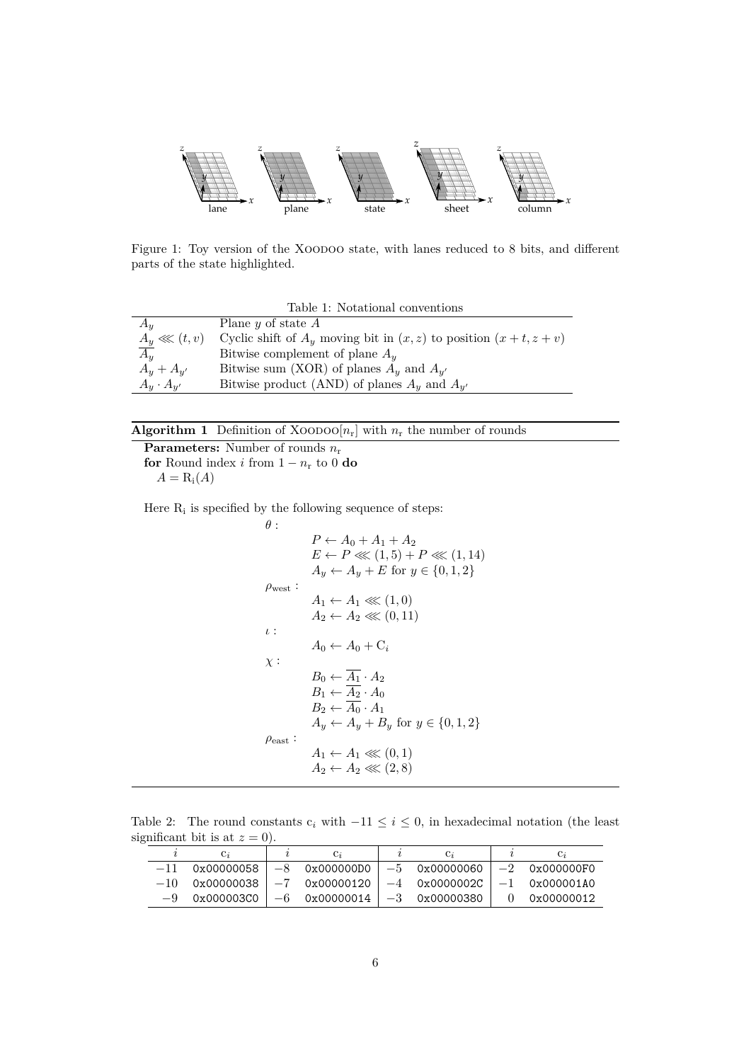Figure 1: Toy version of the Xoodoo state, with lanes reduced to 8 bits, and different parts of the state highlighted.

Table 1: Notational conventions

| | |
|---|---|
| $A_y$ | Plane $y$ of state $A$ |
| $A_y \lll (t, v)$ | Cyclic shift of $A_y$ moving bit in $(x, z)$ to position $(x + t, z + v)$ |
| $\overline{A_y}$ | Bitwise complement of plane $A_y$ |
| $A_y + A_{y'}$ | Bitwise sum (XOR) of planes $A_y$ and $A_{y'}$ |
| $A_y \cdot A_{y'}$ | Bitwise product (AND) of planes $A_y$ and $A_{y'}$ |

**Algorithm 1** Definition of Xoodoo$[n_r]$ with $n_r$ the number of rounds

**Parameters:** Number of rounds $n_r$
**for** Round index $i$ from $1 - n_r$ to 0 **do**
  $A = R_i(A)$

Here $R_i$ is specified by the following sequence of steps:

$\theta$ :

$$P \leftarrow A_0 + A_1 + A_2$$
$$E \leftarrow P \lll (1, 5) + P \lll (1, 14)$$
$$A_y \leftarrow A_y + E \text{ for } y \in \{0, 1, 2\}$$

$\rho_{\text{west}}$ :

$$A_1 \leftarrow A_1 \lll (1, 0)$$
$$A_2 \leftarrow A_2 \lll (0, 11)$$

$\iota$ :

$$A_0 \leftarrow A_0 + C_i$$

$\chi$ :

$$B_0 \leftarrow \overline{A_1} \cdot A_2$$
$$B_1 \leftarrow \overline{A_2} \cdot A_0$$
$$B_2 \leftarrow \overline{A_0} \cdot A_1$$
$$A_y \leftarrow A_y + B_y \text{ for } y \in \{0, 1, 2\}$$

$\rho_{\text{east}}$ :

$$A_1 \leftarrow A_1 \lll (0, 1)$$
$$A_2 \leftarrow A_2 \lll (2, 8)$$

Table 2: The round constants $c_i$ with $-11 \leq i \leq 0$, in hexadecimal notation (the least significant bit is at $z = 0$).

| $i$ | $c_i$ | $i$ | $c_i$ | $i$ | $c_i$ | $i$ | $c_i$ |
|---|---|---|---|---|---|---|---|
| $-11$ | `0x00000058` | $-8$ | `0x000000D0` | $-5$ | `0x00000060` | $-2$ | `0x000000F0` |
| $-10$ | `0x00000038` | $-7$ | `0x00000120` | $-4$ | `0x0000002C` | $-1$ | `0x000001A0` |
| $-9$ | `0x000003C0` | $-6$ | `0x00000014` | $-3$ | `0x00000380` | $0$ | `0x00000012` |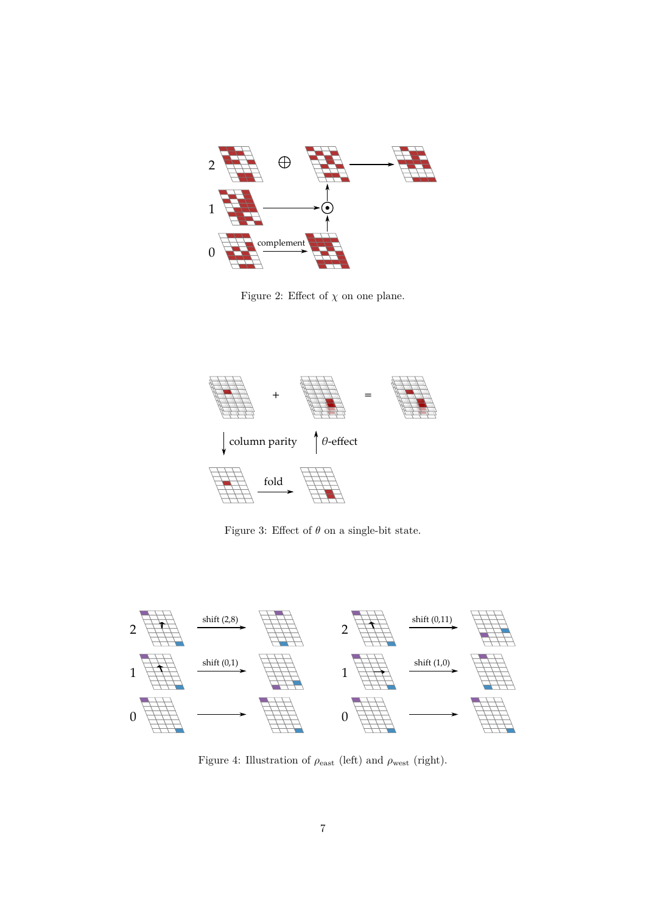Figure 2: Effect of $\chi$ on one plane.

Figure 3: Effect of $\theta$ on a single-bit state.

Figure 4: Illustration of $\rho_{\text{east}}$ (left) and $\rho_{\text{west}}$ (right).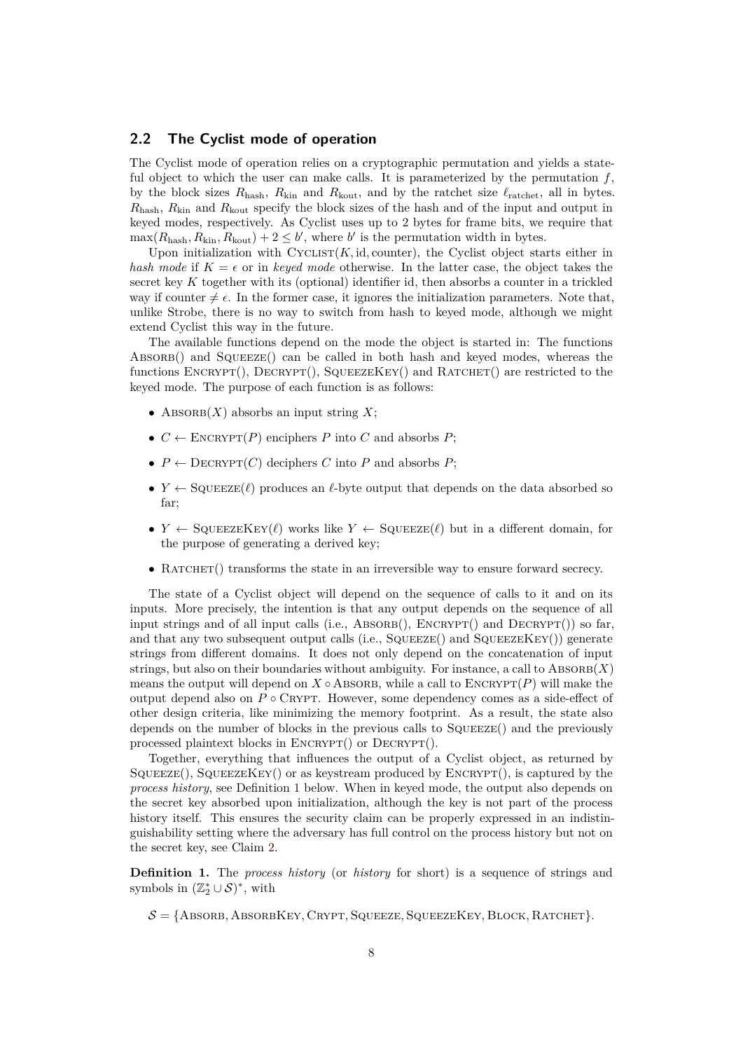## 2.2 The Cyclist mode of operation

The Cyclist mode of operation relies on a cryptographic permutation and yields a stateful object to which the user can make calls. It is parameterized by the permutation $f$, by the block sizes $R_{\text{hash}}$, $R_{\text{kin}}$ and $R_{\text{kout}}$, and by the ratchet size $\ell_{\text{ratchet}}$, all in bytes. $R_{\text{hash}}$, $R_{\text{kin}}$ and $R_{\text{kout}}$ specify the block sizes of the hash and of the input and output in keyed modes, respectively. As Cyclist uses up to 2 bytes for frame bits, we require that $\max(R_{\text{hash}}, R_{\text{kin}}, R_{\text{kout}}) + 2 \leq b'$, where $b'$ is the permutation width in bytes.

Upon initialization with $\textsc{Cyclist}(K, \text{id}, \text{counter})$, the Cyclist object starts either in *hash mode* if $K = \epsilon$ or in *keyed mode* otherwise. In the latter case, the object takes the secret key $K$ together with its (optional) identifier id, then absorbs a counter in a trickled way if counter $\neq \epsilon$. In the former case, it ignores the initialization parameters. Note that, unlike Strobe, there is no way to switch from hash to keyed mode, although we might extend Cyclist this way in the future.

The available functions depend on the mode the object is started in: The functions $\textsc{Absorb}()$ and $\textsc{Squeeze}()$ can be called in both hash and keyed modes, whereas the functions $\textsc{Encrypt}()$, $\textsc{Decrypt}()$, $\textsc{SqueezeKey}()$ and $\textsc{Ratchet}()$ are restricted to the keyed mode. The purpose of each function is as follows:

- $\textsc{Absorb}(X)$ absorbs an input string $X$;
- $C \leftarrow \textsc{Encrypt}(P)$ enciphers $P$ into $C$ and absorbs $P$;
- $P \leftarrow \textsc{Decrypt}(C)$ deciphers $C$ into $P$ and absorbs $P$;
- $Y \leftarrow \textsc{Squeeze}(\ell)$ produces an $\ell$-byte output that depends on the data absorbed so far;
- $Y \leftarrow \textsc{SqueezeKey}(\ell)$ works like $Y \leftarrow \textsc{Squeeze}(\ell)$ but in a different domain, for the purpose of generating a derived key;
- $\textsc{Ratchet}()$ transforms the state in an irreversible way to ensure forward secrecy.

The state of a Cyclist object will depend on the sequence of calls to it and on its inputs. More precisely, the intention is that any output depends on the sequence of all input strings and of all input calls (i.e., $\textsc{Absorb}()$, $\textsc{Encrypt}()$ and $\textsc{Decrypt}()$) so far, and that any two subsequent output calls (i.e., $\textsc{Squeeze}()$ and $\textsc{SqueezeKey}()$) generate strings from different domains. It does not only depend on the concatenation of input strings, but also on their boundaries without ambiguity. For instance, a call to $\textsc{Absorb}(X)$ means the output will depend on $X \circ \textsc{Absorb}$, while a call to $\textsc{Encrypt}(P)$ will make the output depend also on $P \circ \textsc{Crypt}$. However, some dependency comes as a side-effect of other design criteria, like minimizing the memory footprint. As a result, the state also depends on the number of blocks in the previous calls to $\textsc{Squeeze}()$ and the previously processed plaintext blocks in $\textsc{Encrypt}()$ or $\textsc{Decrypt}()$.

Together, everything that influences the output of a Cyclist object, as returned by $\textsc{Squeeze}()$, $\textsc{SqueezeKey}()$ or as keystream produced by $\textsc{Encrypt}()$, is captured by the *process history*, see Definition 1 below. When in keyed mode, the output also depends on the secret key absorbed upon initialization, although the key is not part of the process history itself. This ensures the security claim can be properly expressed in an indistinguishability setting where the adversary has full control on the process history but not on the secret key, see Claim 2.

**Definition 1.** The *process history* (or *history* for short) is a sequence of strings and symbols in $(\mathbb{Z}_2^* \cup \mathcal{S})^*$, with

$$\mathcal{S} = \{\textsc{Absorb}, \textsc{AbsorbKey}, \textsc{Crypt}, \textsc{Squeeze}, \textsc{SqueezeKey}, \textsc{Block}, \textsc{Ratchet}\}.$$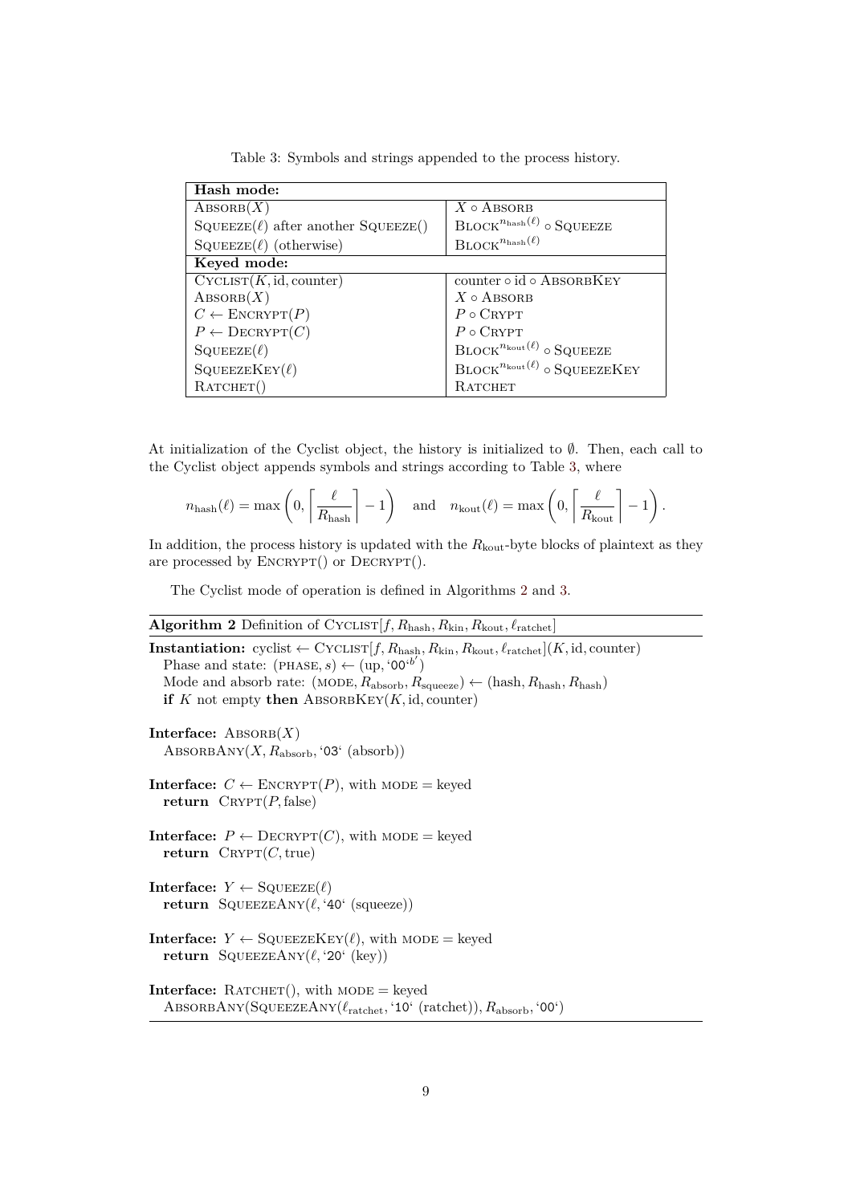Table 3: Symbols and strings appended to the process history.

| **Hash mode:** | |
|---|---|
| ABSORB($X$) | $X \circ$ ABSORB |
| SQUEEZE($\ell$) after another SQUEEZE() | BLOCK$^{n_{\text{hash}}(\ell)} \circ$ SQUEEZE |
| SQUEEZE($\ell$) (otherwise) | BLOCK$^{n_{\text{hash}}(\ell)}$ |
| **Keyed mode:** | |
| CYCLIST($K$, id, counter) | counter $\circ$ id $\circ$ ABSORBKEY |
| ABSORB($X$) | $X \circ$ ABSORB |
| $C \leftarrow$ ENCRYPT($P$) | $P \circ$ CRYPT |
| $P \leftarrow$ DECRYPT($C$) | $P \circ$ CRYPT |
| SQUEEZE($\ell$) | BLOCK$^{n_{\text{kout}}(\ell)} \circ$ SQUEEZE |
| SQUEEZEKEY($\ell$) | BLOCK$^{n_{\text{kout}}(\ell)} \circ$ SQUEEZEKEY |
| RATCHET() | RATCHET |

At initialization of the Cyclist object, the history is initialized to $\emptyset$. Then, each call to the Cyclist object appends symbols and strings according to Table 3, where

$$n_{\text{hash}}(\ell) = \max\left(0, \left\lceil \frac{\ell}{R_{\text{hash}}} \right\rceil - 1\right) \quad \text{and} \quad n_{\text{kout}}(\ell) = \max\left(0, \left\lceil \frac{\ell}{R_{\text{kout}}} \right\rceil - 1\right).$$

In addition, the process history is updated with the $R_{\text{kout}}$-byte blocks of plaintext as they are processed by ENCRYPT() or DECRYPT().

The Cyclist mode of operation is defined in Algorithms 2 and 3.

**Algorithm 2** Definition of CYCLIST[$f, R_{\text{hash}}, R_{\text{kin}}, R_{\text{kout}}, \ell_{\text{ratchet}}$]

**Instantiation:** cyclist $\leftarrow$ CYCLIST[$f, R_{\text{hash}}, R_{\text{kin}}, R_{\text{kout}}, \ell_{\text{ratchet}}$]($K$, id, counter)
  Phase and state: (PHASE, $s$) $\leftarrow$ (up, '00'$^{b'}$)
  Mode and absorb rate: (MODE, $R_{\text{absorb}}$, $R_{\text{squeeze}}$) $\leftarrow$ (hash, $R_{\text{hash}}$, $R_{\text{hash}}$)
  **if** $K$ not empty **then** ABSORBKEY($K$, id, counter)

**Interface:** ABSORB($X$)
  ABSORBANY($X$, $R_{\text{absorb}}$, '03' (absorb))

**Interface:** $C \leftarrow$ ENCRYPT($P$), with MODE = keyed
  **return** CRYPT($P$, false)

**Interface:** $P \leftarrow$ DECRYPT($C$), with MODE = keyed
  **return** CRYPT($C$, true)

**Interface:** $Y \leftarrow$ SQUEEZE($\ell$)
  **return** SQUEEZEANY($\ell$, '40' (squeeze))

**Interface:** $Y \leftarrow$ SQUEEZEKEY($\ell$), with MODE = keyed
  **return** SQUEEZEANY($\ell$, '20' (key))

**Interface:** RATCHET(), with MODE = keyed
  ABSORBANY(SQUEEZEANY($\ell_{\text{ratchet}}$, '10' (ratchet)), $R_{\text{absorb}}$, '00')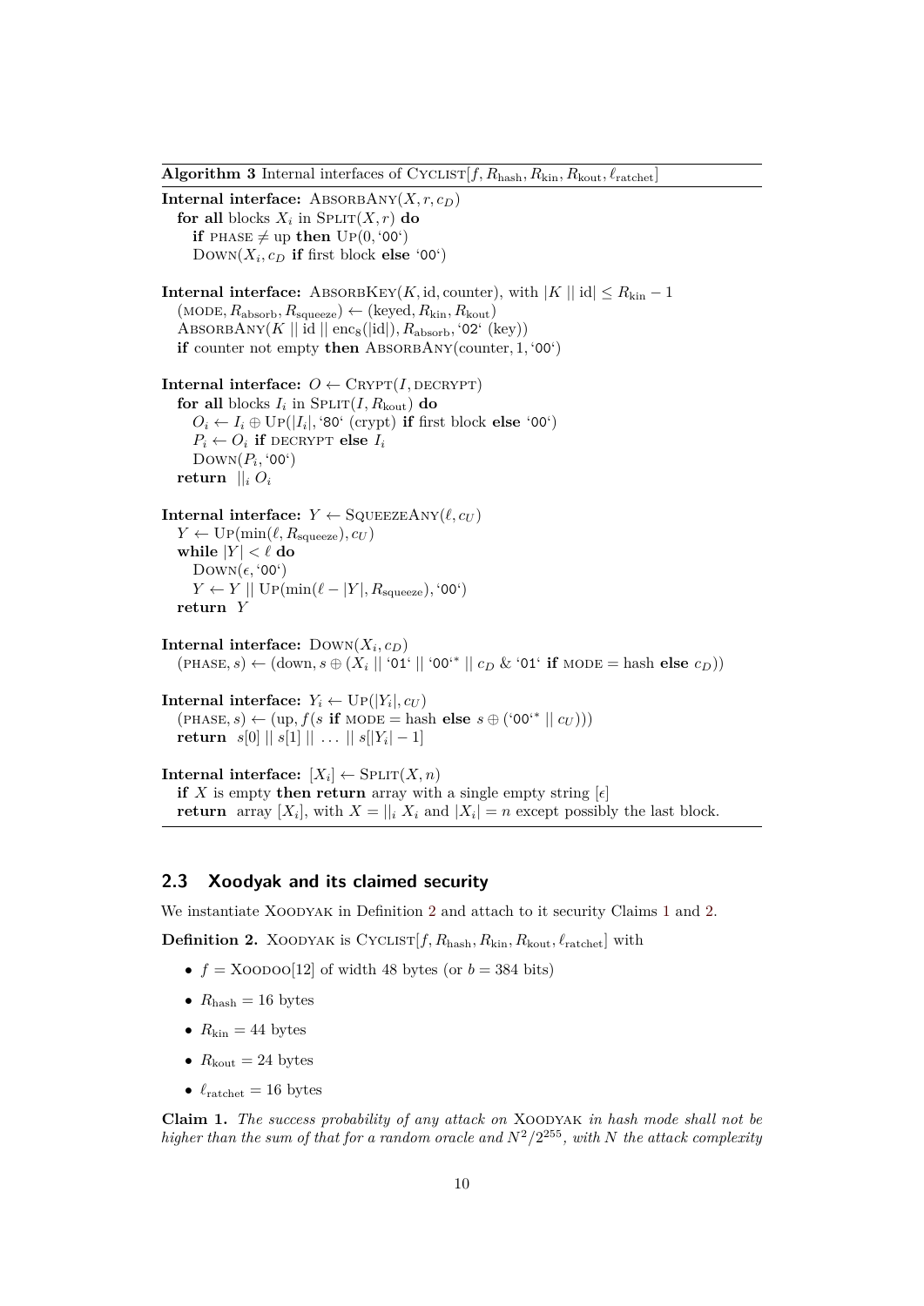**Algorithm 3** Internal interfaces of $\textsc{Cyclist}[f, R_{\text{hash}}, R_{\text{kin}}, R_{\text{kout}}, \ell_{\text{ratchet}}]$

```
Internal interface: AbsorbAny(X, r, c_D)
  for all blocks X_i in Split(X, r) do
    if phase ≠ up then Up(0, '00')
    Down(X_i, c_D if first block else '00')

Internal interface: AbsorbKey(K, id, counter), with |K || id| ≤ R_kin − 1
  (mode, R_absorb, R_squeeze) ← (keyed, R_kin, R_kout)
  AbsorbAny(K || id || enc_8(|id|), R_absorb, '02' (key))
  if counter not empty then AbsorbAny(counter, 1, '00')

Internal interface: O ← Crypt(I, decrypt)
  for all blocks I_i in Split(I, R_kout) do
    O_i ← I_i ⊕ Up(|I_i|, '80' (crypt) if first block else '00')
    P_i ← O_i if decrypt else I_i
    Down(P_i, '00')
  return ||_i O_i

Internal interface: Y ← SqueezeAny(ℓ, c_U)
  Y ← Up(min(ℓ, R_squeeze), c_U)
  while |Y| < ℓ do
    Down(ϵ, '00')
    Y ← Y || Up(min(ℓ − |Y|, R_squeeze), '00')
  return Y

Internal interface: Down(X_i, c_D)
  (phase, s) ← (down, s ⊕ (X_i || '01' || '00'* || c_D & '01' if mode = hash else c_D))

Internal interface: Y_i ← Up(|Y_i|, c_U)
  (phase, s) ← (up, f(s if mode = hash else s ⊕ ('00'* || c_U)))
  return s[0] || s[1] || ... || s[|Y_i| − 1]

Internal interface: [X_i] ← Split(X, n)
  if X is empty then return array with a single empty string [ϵ]
  return array [X_i], with X = ||_i X_i and |X_i| = n except possibly the last block.
```

## 2.3 Xoodyak and its claimed security

We instantiate Xoodyak in Definition 2 and attach to it security Claims 1 and 2.

**Definition 2.** Xoodyak is $\textsc{Cyclist}[f, R_{\text{hash}}, R_{\text{kin}}, R_{\text{kout}}, \ell_{\text{ratchet}}]$ with

- $f = \textsc{Xoodoo}[12]$ of width 48 bytes (or $b = 384$ bits)
- $R_{\text{hash}} = 16$ bytes
- $R_{\text{kin}} = 44$ bytes
- $R_{\text{kout}} = 24$ bytes
- $\ell_{\text{ratchet}} = 16$ bytes

**Claim 1.** *The success probability of any attack on* Xoodyak *in hash mode shall not be higher than the sum of that for a random oracle and* $N^2/2^{255}$*, with* $N$ *the attack complexity*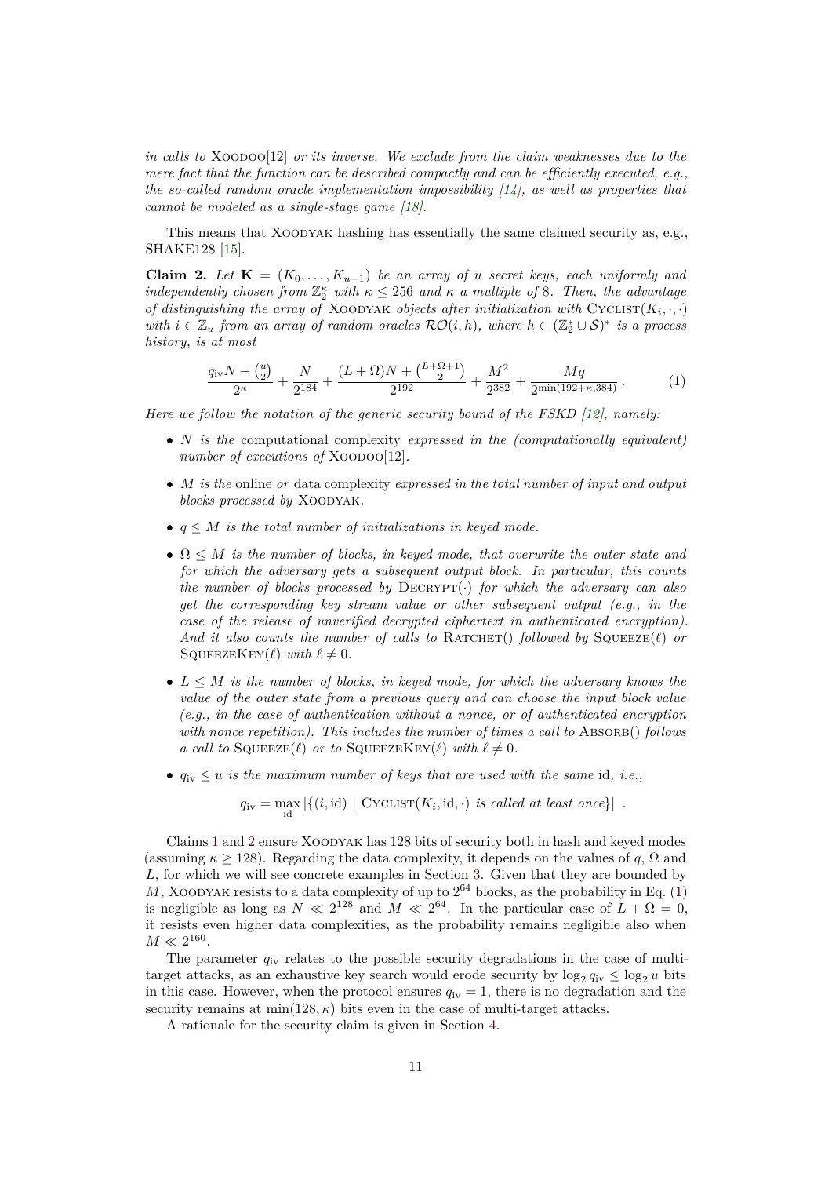*in calls to* Xoodoo[12] *or its inverse. We exclude from the claim weaknesses due to the mere fact that the function can be described compactly and can be efficiently executed, e.g., the so-called random oracle implementation impossibility [14], as well as properties that cannot be modeled as a single-stage game [18].*

This means that Xoodyak hashing has essentially the same claimed security as, e.g., SHAKE128 [15].

**Claim 2.** *Let* $\mathbf{K} = (K_0, \ldots, K_{u-1})$ *be an array of* $u$ *secret keys, each uniformly and independently chosen from* $\mathbb{Z}_2^\kappa$ *with* $\kappa \leq 256$ *and* $\kappa$ *a multiple of* 8*. Then, the advantage of distinguishing the array of* Xoodyak *objects after initialization with* $\text{Cyclist}(K_i, \cdot, \cdot)$ *with* $i \in \mathbb{Z}_u$ *from an array of random oracles* $\mathcal{RO}(i, h)$*, where* $h \in (\mathbb{Z}_2^* \cup \mathcal{S})^*$ *is a process history, is at most*

$$\frac{q_{\text{iv}}N + \binom{u}{2}}{2^\kappa} + \frac{N}{2^{184}} + \frac{(L+\Omega)N + \binom{L+\Omega+1}{2}}{2^{192}} + \frac{M^2}{2^{382}} + \frac{Mq}{2^{\min(192+\kappa, 384)}} \,. \tag{1}$$

*Here we follow the notation of the generic security bound of the FSKD [12], namely:*

- $N$ *is the* computational complexity *expressed in the (computationally equivalent) number of executions of* Xoodoo[12].
- $M$ *is the* online *or* data complexity *expressed in the total number of input and output blocks processed by* Xoodyak.
- $q \leq M$ *is the total number of initializations in keyed mode.*
- $\Omega \leq M$ *is the number of blocks, in keyed mode, that overwrite the outer state and for which the adversary gets a subsequent output block. In particular, this counts the number of blocks processed by* $\text{Decrypt}(\cdot)$ *for which the adversary can also get the corresponding key stream value or other subsequent output (e.g., in the case of the release of unverified decrypted ciphertext in authenticated encryption). And it also counts the number of calls to* $\text{Ratchet}()$ *followed by* $\text{Squeeze}(\ell)$ *or* $\text{SqueezeKey}(\ell)$ *with* $\ell \neq 0$.
- $L \leq M$ *is the number of blocks, in keyed mode, for which the adversary knows the value of the outer state from a previous query and can choose the input block value (e.g., in the case of authentication without a nonce, or of authenticated encryption with nonce repetition). This includes the number of times a call to* $\text{Absorb}()$ *follows a call to* $\text{Squeeze}(\ell)$ *or to* $\text{SqueezeKey}(\ell)$ *with* $\ell \neq 0$.
- $q_{\text{iv}} \leq u$ *is the maximum number of keys that are used with the same* id*, i.e.,*

$$q_{\text{iv}} = \max_{\text{id}} |\{(i, \text{id}) \mid \text{Cyclist}(K_i, \text{id}, \cdot) \text{ is called at least once}\}| \;.$$

Claims 1 and 2 ensure Xoodyak has 128 bits of security both in hash and keyed modes (assuming $\kappa \geq 128$). Regarding the data complexity, it depends on the values of $q$, $\Omega$ and $L$, for which we will see concrete examples in Section 3. Given that they are bounded by $M$, Xoodyak resists to a data complexity of up to $2^{64}$ blocks, as the probability in Eq. (1) is negligible as long as $N \ll 2^{128}$ and $M \ll 2^{64}$. In the particular case of $L + \Omega = 0$, it resists even higher data complexities, as the probability remains negligible also when $M \ll 2^{160}$.

The parameter $q_{\text{iv}}$ relates to the possible security degradations in the case of multi-target attacks, as an exhaustive key search would erode security by $\log_2 q_{\text{iv}} \leq \log_2 u$ bits in this case. However, when the protocol ensures $q_{\text{iv}} = 1$, there is no degradation and the security remains at $\min(128, \kappa)$ bits even in the case of multi-target attacks.

A rationale for the security claim is given in Section 4.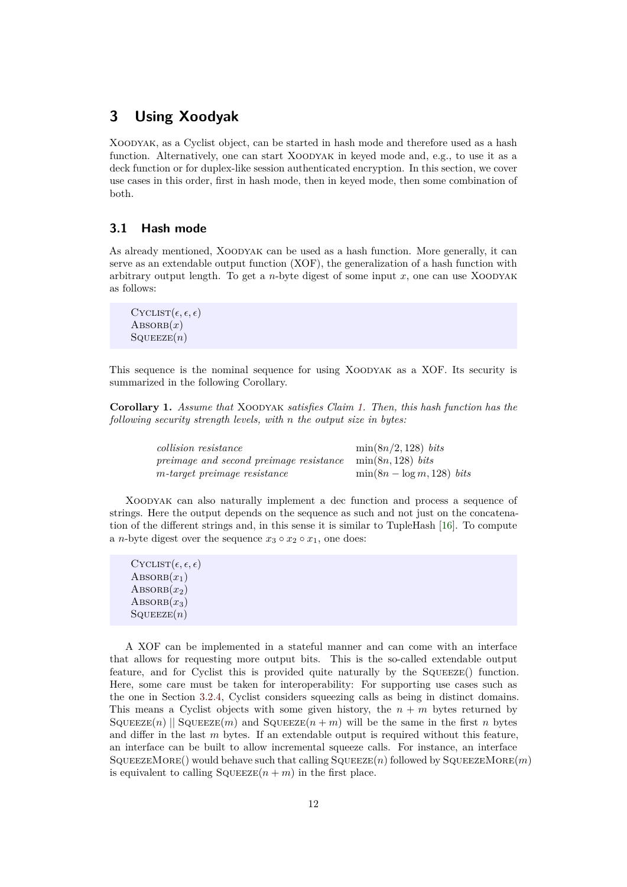# 3 Using Xoodyak

Xoodyak, as a Cyclist object, can be started in hash mode and therefore used as a hash function. Alternatively, one can start Xoodyak in keyed mode and, e.g., to use it as a deck function or for duplex-like session authenticated encryption. In this section, we cover use cases in this order, first in hash mode, then in keyed mode, then some combination of both.

## 3.1 Hash mode

As already mentioned, Xoodyak can be used as a hash function. More generally, it can serve as an extendable output function (XOF), the generalization of a hash function with arbitrary output length. To get a $n$-byte digest of some input $x$, one can use Xoodyak as follows:

> Cyclist$(\epsilon, \epsilon, \epsilon)$
> Absorb$(x)$
> Squeeze$(n)$

This sequence is the nominal sequence for using Xoodyak as a XOF. Its security is summarized in the following Corollary.

**Corollary 1.** *Assume that* Xoodyak *satisfies Claim 1. Then, this hash function has the following security strength levels, with n the output size in bytes:*

| | |
|---|---|
| *collision resistance* | $\min(8n/2, 128)$ *bits* |
| *preimage and second preimage resistance* | $\min(8n, 128)$ *bits* |
| *m-target preimage resistance* | $\min(8n - \log m, 128)$ *bits* |

Xoodyak can also naturally implement a dec function and process a sequence of strings. Here the output depends on the sequence as such and not just on the concatenation of the different strings and, in this sense it is similar to TupleHash [16]. To compute a $n$-byte digest over the sequence $x_3 \circ x_2 \circ x_1$, one does:

> Cyclist$(\epsilon, \epsilon, \epsilon)$
> Absorb$(x_1)$
> Absorb$(x_2)$
> Absorb$(x_3)$
> Squeeze$(n)$

A XOF can be implemented in a stateful manner and can come with an interface that allows for requesting more output bits. This is the so-called extendable output feature, and for Cyclist this is provided quite naturally by the Squeeze() function. Here, some care must be taken for interoperability: For supporting use cases such as the one in Section 3.2.4, Cyclist considers squeezing calls as being in distinct domains. This means a Cyclist objects with some given history, the $n + m$ bytes returned by Squeeze$(n)$ || Squeeze$(m)$ and Squeeze$(n + m)$ will be the same in the first $n$ bytes and differ in the last $m$ bytes. If an extendable output is required without this feature, an interface can be built to allow incremental squeeze calls. For instance, an interface SqueezeMore() would behave such that calling Squeeze$(n)$ followed by SqueezeMore$(m)$ is equivalent to calling Squeeze$(n + m)$ in the first place.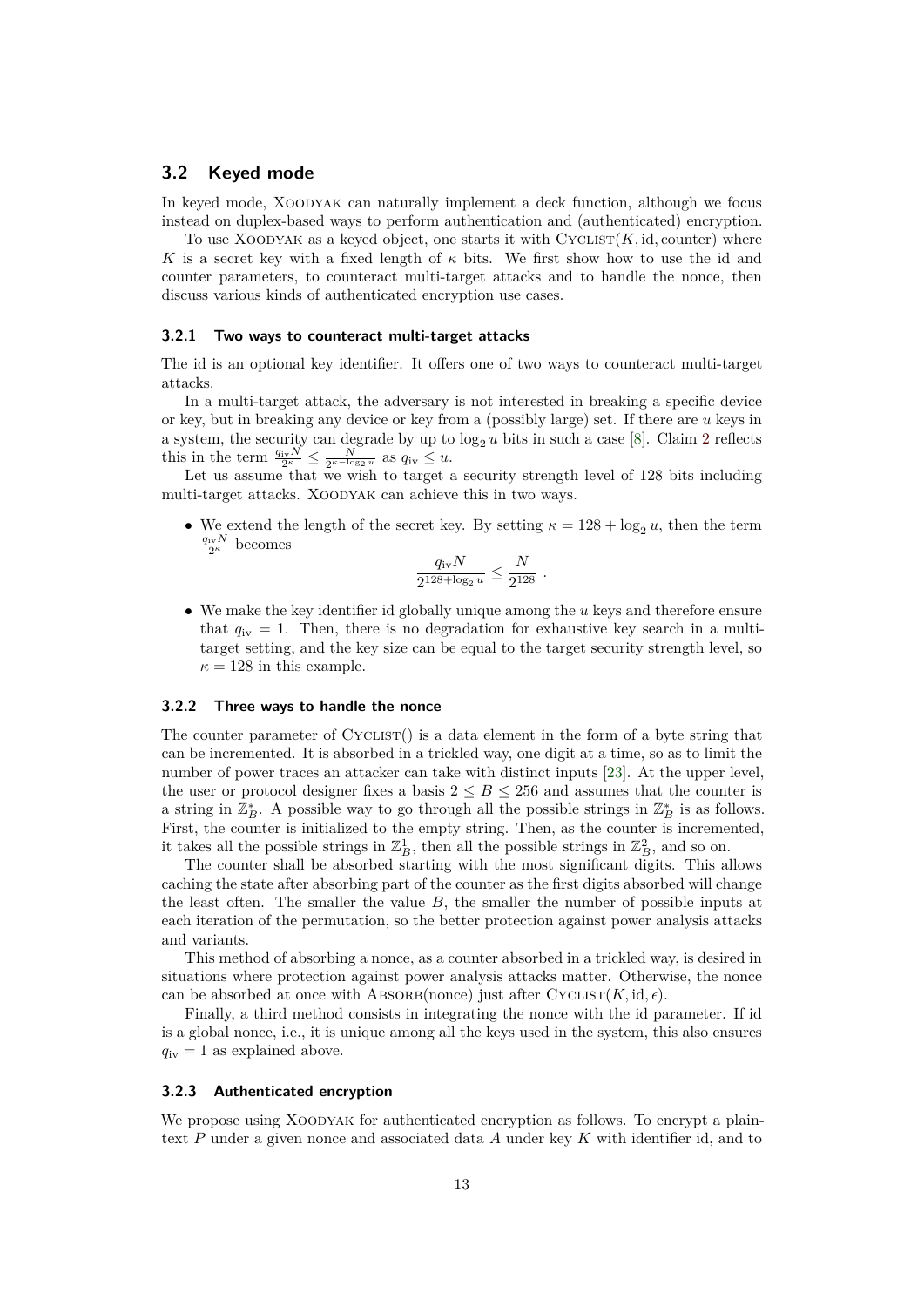## 3.2 Keyed mode

In keyed mode, Xoodyak can naturally implement a deck function, although we focus instead on duplex-based ways to perform authentication and (authenticated) encryption.

To use Xoodyak as a keyed object, one starts it with Cyclist$(K, \text{id}, \text{counter})$ where $K$ is a secret key with a fixed length of $\kappa$ bits. We first show how to use the id and counter parameters, to counteract multi-target attacks and to handle the nonce, then discuss various kinds of authenticated encryption use cases.

### 3.2.1 Two ways to counteract multi-target attacks

The id is an optional key identifier. It offers one of two ways to counteract multi-target attacks.

In a multi-target attack, the adversary is not interested in breaking a specific device or key, but in breaking any device or key from a (possibly large) set. If there are $u$ keys in a system, the security can degrade by up to $\log_2 u$ bits in such a case [8]. Claim 2 reflects this in the term $\frac{q_{\text{iv}} N}{2^\kappa} \leq \frac{N}{2^{\kappa - \log_2 u}}$ as $q_{\text{iv}} \leq u$.

Let us assume that we wish to target a security strength level of 128 bits including multi-target attacks. Xoodyak can achieve this in two ways.

- We extend the length of the secret key. By setting $\kappa = 128 + \log_2 u$, then the term $\frac{q_{\text{iv}} N}{2^\kappa}$ becomes
$$\frac{q_{\text{iv}} N}{2^{128 + \log_2 u}} \leq \frac{N}{2^{128}} \ .$$
- We make the key identifier id globally unique among the $u$ keys and therefore ensure that $q_{\text{iv}} = 1$. Then, there is no degradation for exhaustive key search in a multi-target setting, and the key size can be equal to the target security strength level, so $\kappa = 128$ in this example.

### 3.2.2 Three ways to handle the nonce

The counter parameter of Cyclist() is a data element in the form of a byte string that can be incremented. It is absorbed in a trickled way, one digit at a time, so as to limit the number of power traces an attacker can take with distinct inputs [23]. At the upper level, the user or protocol designer fixes a basis $2 \leq B \leq 256$ and assumes that the counter is a string in $\mathbb{Z}_B^*$. A possible way to go through all the possible strings in $\mathbb{Z}_B^*$ is as follows. First, the counter is initialized to the empty string. Then, as the counter is incremented, it takes all the possible strings in $\mathbb{Z}_B^1$, then all the possible strings in $\mathbb{Z}_B^2$, and so on.

The counter shall be absorbed starting with the most significant digits. This allows caching the state after absorbing part of the counter as the first digits absorbed will change the least often. The smaller the value $B$, the smaller the number of possible inputs at each iteration of the permutation, so the better protection against power analysis attacks and variants.

This method of absorbing a nonce, as a counter absorbed in a trickled way, is desired in situations where protection against power analysis attacks matter. Otherwise, the nonce can be absorbed at once with Absorb(nonce) just after Cyclist$(K, \text{id}, \epsilon)$.

Finally, a third method consists in integrating the nonce with the id parameter. If id is a global nonce, i.e., it is unique among all the keys used in the system, this also ensures $q_{\text{iv}} = 1$ as explained above.

### 3.2.3 Authenticated encryption

We propose using Xoodyak for authenticated encryption as follows. To encrypt a plaintext $P$ under a given nonce and associated data $A$ under key $K$ with identifier id, and to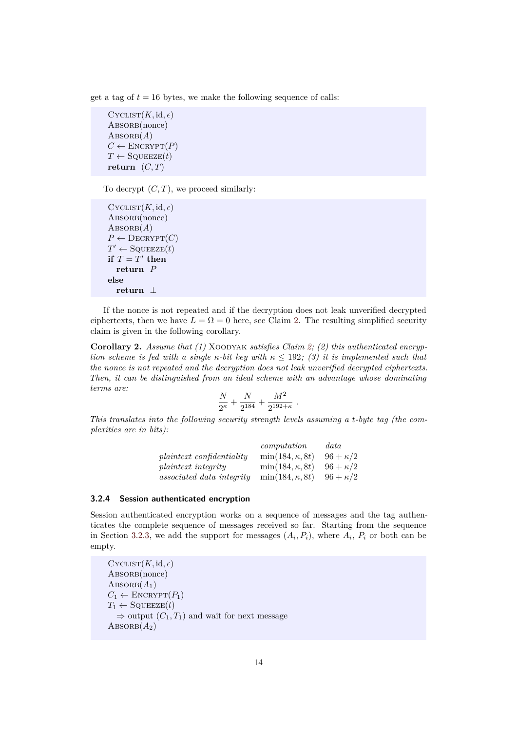get a tag of $t = 16$ bytes, we make the following sequence of calls:

```
Cyclist(K, id, ϵ)
Absorb(nonce)
Absorb(A)
C ← Encrypt(P)
T ← Squeeze(t)
return (C, T)
```

To decrypt $(C, T)$, we proceed similarly:

```
Cyclist(K, id, ϵ)
Absorb(nonce)
Absorb(A)
P ← Decrypt(C)
T′ ← Squeeze(t)
if T = T′ then
  return P
else
  return ⊥
```

If the nonce is not repeated and if the decryption does not leak unverified decrypted ciphertexts, then we have $L = \Omega = 0$ here, see Claim 2. The resulting simplified security claim is given in the following corollary.

**Corollary 2.** *Assume that (1)* Xoodyak *satisfies Claim 2; (2) this authenticated encryption scheme is fed with a single* $\kappa$*-bit key with* $\kappa \leq 192$*; (3) it is implemented such that the nonce is not repeated and the decryption does not leak unverified decrypted ciphertexts. Then, it can be distinguished from an ideal scheme with an advantage whose dominating terms are:*

$$\frac{N}{2^\kappa} + \frac{N}{2^{184}} + \frac{M^2}{2^{192+\kappa}} \,.$$

*This translates into the following security strength levels assuming a t-byte tag (the complexities are in bits):*

| | *computation* | *data* |
|---|---|---|
| *plaintext confidentiality* | $\min(184, \kappa, 8t)$ | $96 + \kappa/2$ |
| *plaintext integrity* | $\min(184, \kappa, 8t)$ | $96 + \kappa/2$ |
| *associated data integrity* | $\min(184, \kappa, 8t)$ | $96 + \kappa/2$ |

### 3.2.4 Session authenticated encryption

Session authenticated encryption works on a sequence of messages and the tag authenticates the complete sequence of messages received so far. Starting from the sequence in Section 3.2.3, we add the support for messages $(A_i, P_i)$, where $A_i$, $P_i$ or both can be empty.

```
Cyclist(K, id, ϵ)
Absorb(nonce)
Absorb(A_1)
C_1 ← Encrypt(P_1)
T_1 ← Squeeze(t)
  ⇒ output (C_1, T_1) and wait for next message
Absorb(A_2)
```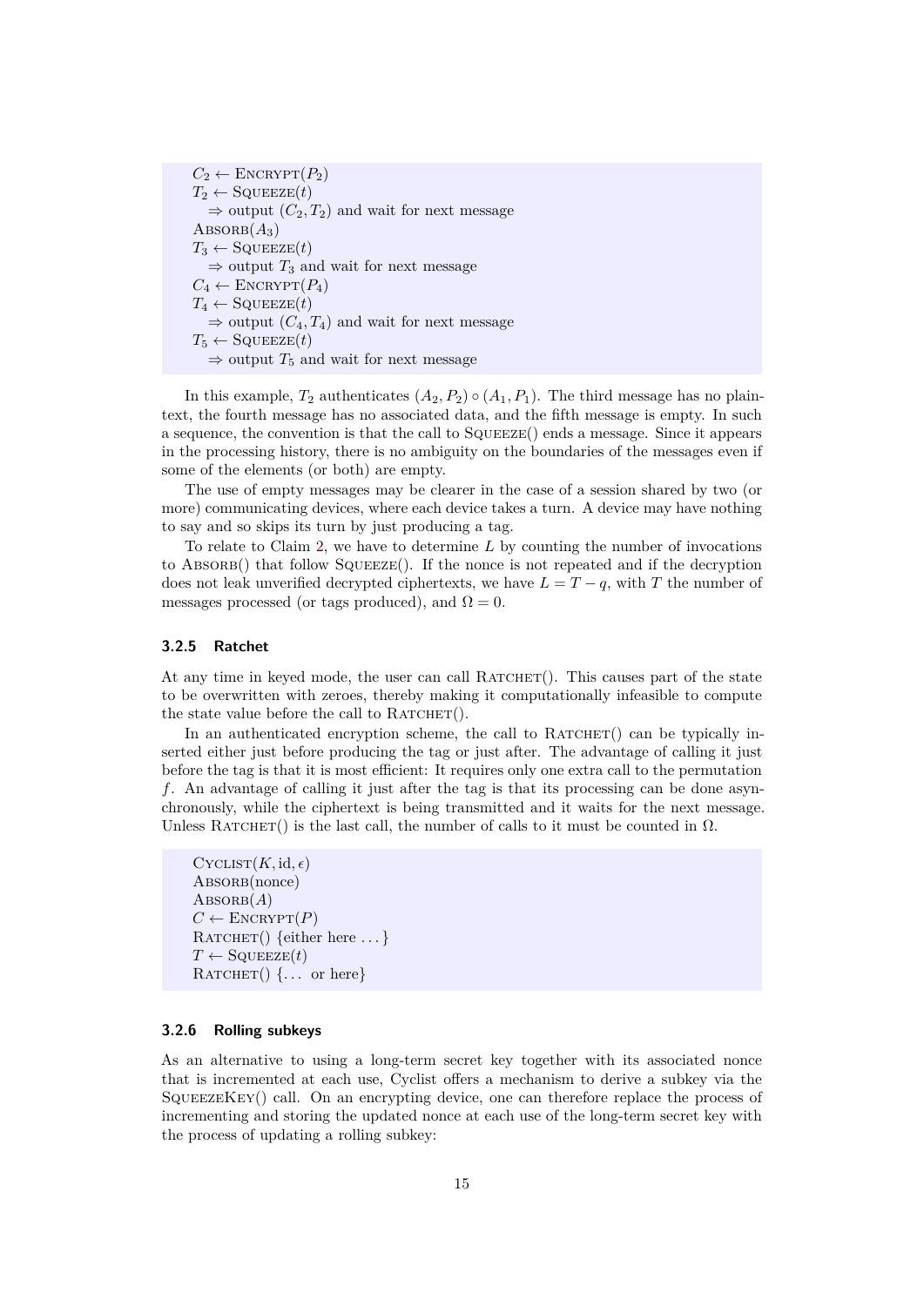$C_2 \leftarrow$ ENCRYPT($P_2$)
$T_2 \leftarrow$ SQUEEZE($t$)
  $\Rightarrow$ output $(C_2, T_2)$ and wait for next message
ABSORB($A_3$)
$T_3 \leftarrow$ SQUEEZE($t$)
  $\Rightarrow$ output $T_3$ and wait for next message
$C_4 \leftarrow$ ENCRYPT($P_4$)
$T_4 \leftarrow$ SQUEEZE($t$)
  $\Rightarrow$ output $(C_4, T_4)$ and wait for next message
$T_5 \leftarrow$ SQUEEZE($t$)
  $\Rightarrow$ output $T_5$ and wait for next message

In this example, $T_2$ authenticates $(A_2, P_2) \circ (A_1, P_1)$. The third message has no plaintext, the fourth message has no associated data, and the fifth message is empty. In such a sequence, the convention is that the call to SQUEEZE() ends a message. Since it appears in the processing history, there is no ambiguity on the boundaries of the messages even if some of the elements (or both) are empty.

The use of empty messages may be clearer in the case of a session shared by two (or more) communicating devices, where each device takes a turn. A device may have nothing to say and so skips its turn by just producing a tag.

To relate to Claim 2, we have to determine $L$ by counting the number of invocations to ABSORB() that follow SQUEEZE(). If the nonce is not repeated and if the decryption does not leak unverified decrypted ciphertexts, we have $L = T - q$, with $T$ the number of messages processed (or tags produced), and $\Omega = 0$.

### 3.2.5 Ratchet

At any time in keyed mode, the user can call RATCHET(). This causes part of the state to be overwritten with zeroes, thereby making it computationally infeasible to compute the state value before the call to RATCHET().

In an authenticated encryption scheme, the call to RATCHET() can be typically inserted either just before producing the tag or just after. The advantage of calling it just before the tag is that it is most efficient: It requires only one extra call to the permutation $f$. An advantage of calling it just after the tag is that its processing can be done asynchronously, while the ciphertext is being transmitted and it waits for the next message. Unless RATCHET() is the last call, the number of calls to it must be counted in $\Omega$.

CYCLIST($K$, id, $\epsilon$)
ABSORB(nonce)
ABSORB($A$)
$C \leftarrow$ ENCRYPT($P$)
RATCHET() {either here ...}
$T \leftarrow$ SQUEEZE($t$)
RATCHET() {... or here}

### 3.2.6 Rolling subkeys

As an alternative to using a long-term secret key together with its associated nonce that is incremented at each use, Cyclist offers a mechanism to derive a subkey via the SQUEEZEKEY() call. On an encrypting device, one can therefore replace the process of incrementing and storing the updated nonce at each use of the long-term secret key with the process of updating a rolling subkey: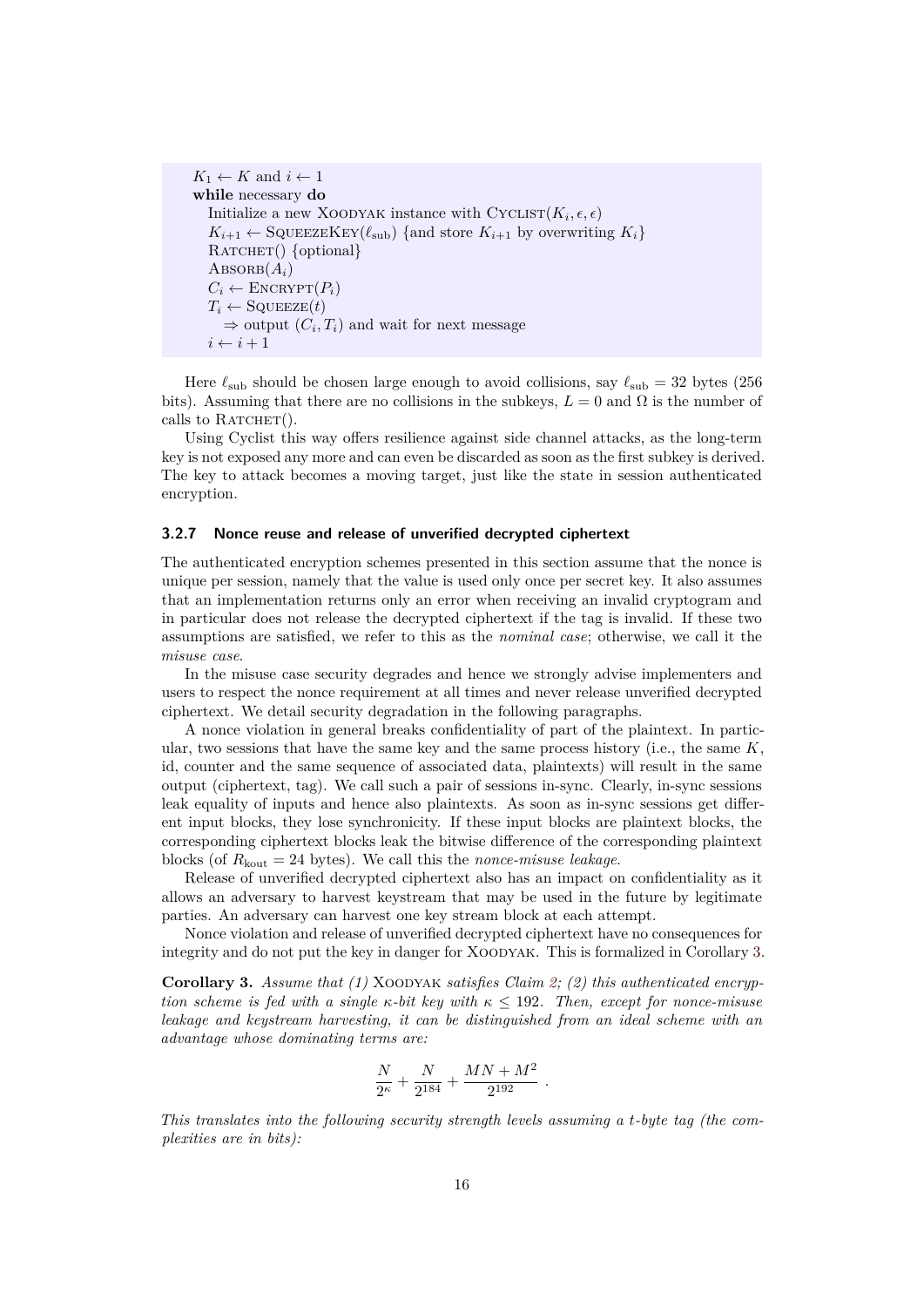```
K_1 ← K and i ← 1
while necessary do
  Initialize a new XOODYAK instance with CYCLIST(K_i, ϵ, ϵ)
  K_{i+1} ← SQUEEZEKEY(ℓ_sub) {and store K_{i+1} by overwriting K_i}
  RATCHET() {optional}
  ABSORB(A_i)
  C_i ← ENCRYPT(P_i)
  T_i ← SQUEEZE(t)
    ⇒ output (C_i, T_i) and wait for next message
  i ← i + 1
```

Here $\ell_{\text{sub}}$ should be chosen large enough to avoid collisions, say $\ell_{\text{sub}} = 32$ bytes (256 bits). Assuming that there are no collisions in the subkeys, $L = 0$ and $\Omega$ is the number of calls to RATCHET().

Using Cyclist this way offers resilience against side channel attacks, as the long-term key is not exposed any more and can even be discarded as soon as the first subkey is derived. The key to attack becomes a moving target, just like the state in session authenticated encryption.

#### 3.2.7 Nonce reuse and release of unverified decrypted ciphertext

The authenticated encryption schemes presented in this section assume that the nonce is unique per session, namely that the value is used only once per secret key. It also assumes that an implementation returns only an error when receiving an invalid cryptogram and in particular does not release the decrypted ciphertext if the tag is invalid. If these two assumptions are satisfied, we refer to this as the *nominal case*; otherwise, we call it the *misuse case*.

In the misuse case security degrades and hence we strongly advise implementers and users to respect the nonce requirement at all times and never release unverified decrypted ciphertext. We detail security degradation in the following paragraphs.

A nonce violation in general breaks confidentiality of part of the plaintext. In particular, two sessions that have the same key and the same process history (i.e., the same $K$, id, counter and the same sequence of associated data, plaintexts) will result in the same output (ciphertext, tag). We call such a pair of sessions in-sync. Clearly, in-sync sessions leak equality of inputs and hence also plaintexts. As soon as in-sync sessions get different input blocks, they lose synchronicity. If these input blocks are plaintext blocks, the corresponding ciphertext blocks leak the bitwise difference of the corresponding plaintext blocks (of $R_{\text{kout}} = 24$ bytes). We call this the *nonce-misuse leakage*.

Release of unverified decrypted ciphertext also has an impact on confidentiality as it allows an adversary to harvest keystream that may be used in the future by legitimate parties. An adversary can harvest one key stream block at each attempt.

Nonce violation and release of unverified decrypted ciphertext have no consequences for integrity and do not put the key in danger for XOODYAK. This is formalized in Corollary 3.

**Corollary 3.** *Assume that (1)* XOODYAK *satisfies Claim 2; (2) this authenticated encryption scheme is fed with a single $\kappa$-bit key with $\kappa \le 192$. Then, except for nonce-misuse leakage and keystream harvesting, it can be distinguished from an ideal scheme with an advantage whose dominating terms are:*

$$\frac{N}{2^{\kappa}} + \frac{N}{2^{184}} + \frac{MN + M^2}{2^{192}} \, .$$

*This translates into the following security strength levels assuming a $t$-byte tag (the complexities are in bits):*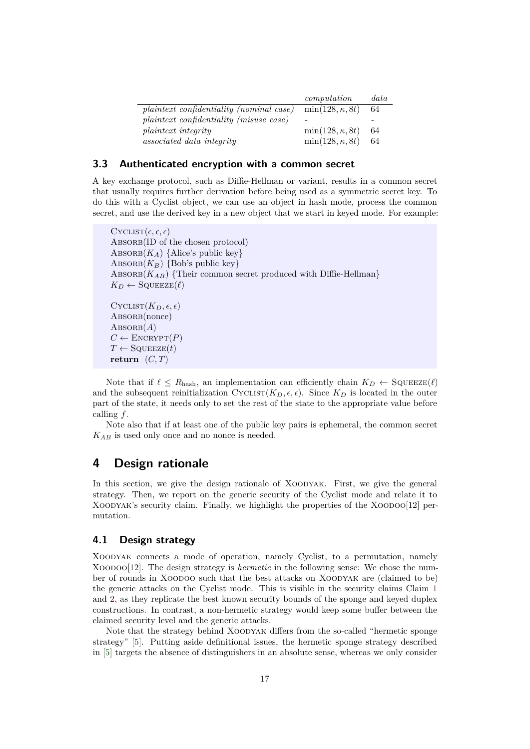| | *computation* | *data* |
|---|---|---|
| *plaintext confidentiality (nominal case)* | $\min(128, \kappa, 8t)$ | 64 |
| *plaintext confidentiality (misuse case)* | - | - |
| *plaintext integrity* | $\min(128, \kappa, 8t)$ | 64 |
| *associated data integrity* | $\min(128, \kappa, 8t)$ | 64 |

### 3.3 Authenticated encryption with a common secret

A key exchange protocol, such as Diffie-Hellman or variant, results in a common secret that usually requires further derivation before being used as a symmetric secret key. To do this with a Cyclist object, we can use an object in hash mode, process the common secret, and use the derived key in a new object that we start in keyed mode. For example:

```
CYCLIST(ϵ, ϵ, ϵ)
ABSORB(ID of the chosen protocol)
ABSORB(K_A) {Alice's public key}
ABSORB(K_B) {Bob's public key}
ABSORB(K_AB) {Their common secret produced with Diffie-Hellman}
K_D ← SQUEEZE(ℓ)

CYCLIST(K_D, ϵ, ϵ)
ABSORB(nonce)
ABSORB(A)
C ← ENCRYPT(P)
T ← SQUEEZE(t)
return (C, T)
```

Note that if $\ell \leq R_{\text{hash}}$, an implementation can efficiently chain $K_D \leftarrow \text{SQUEEZE}(\ell)$ and the subsequent reinitialization $\text{CYCLIST}(K_D, \epsilon, \epsilon)$. Since $K_D$ is located in the outer part of the state, it needs only to set the rest of the state to the appropriate value before calling $f$.

Note also that if at least one of the public key pairs is ephemeral, the common secret $K_{AB}$ is used only once and no nonce is needed.

## 4 Design rationale

In this section, we give the design rationale of Xoodyak. First, we give the general strategy. Then, we report on the generic security of the Cyclist mode and relate it to Xoodyak's security claim. Finally, we highlight the properties of the Xoodoo[12] permutation.

### 4.1 Design strategy

Xoodyak connects a mode of operation, namely Cyclist, to a permutation, namely Xoodoo[12]. The design strategy is *hermetic* in the following sense: We chose the number of rounds in Xoodoo such that the best attacks on Xoodyak are (claimed to be) the generic attacks on the Cyclist mode. This is visible in the security claims Claim 1 and 2, as they replicate the best known security bounds of the sponge and keyed duplex constructions. In contrast, a non-hermetic strategy would keep some buffer between the claimed security level and the generic attacks.

Note that the strategy behind Xoodyak differs from the so-called "hermetic sponge strategy" [5]. Putting aside definitional issues, the hermetic sponge strategy described in [5] targets the absence of distinguishers in an absolute sense, whereas we only consider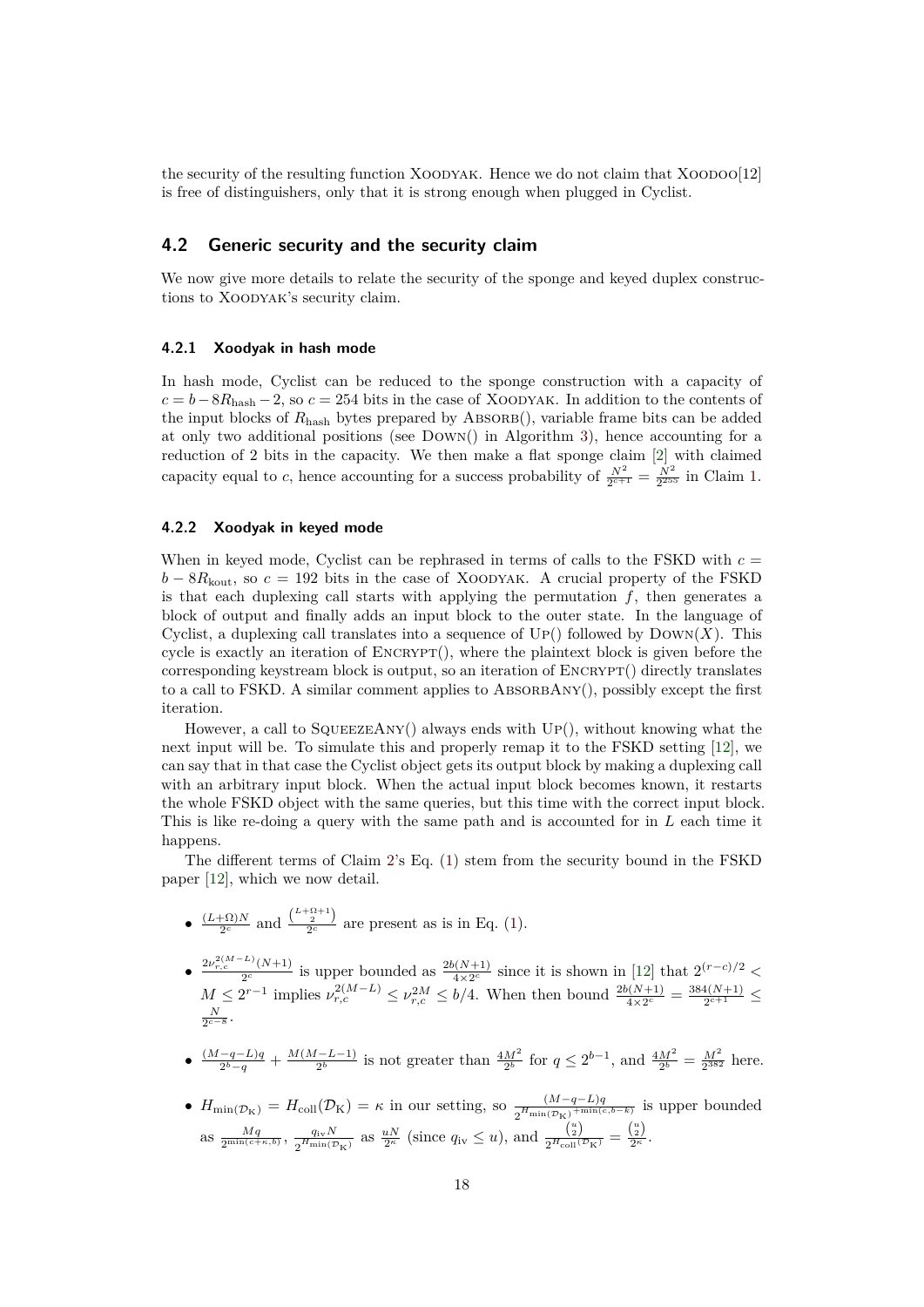the security of the resulting function XOODYAK. Hence we do not claim that XOODOO[12] is free of distinguishers, only that it is strong enough when plugged in Cyclist.

## 4.2 Generic security and the security claim

We now give more details to relate the security of the sponge and keyed duplex constructions to XOODYAK's security claim.

### 4.2.1 Xoodyak in hash mode

In hash mode, Cyclist can be reduced to the sponge construction with a capacity of $c = b - 8R_{\text{hash}} - 2$, so $c = 254$ bits in the case of XOODYAK. In addition to the contents of the input blocks of $R_{\text{hash}}$ bytes prepared by ABSORB(), variable frame bits can be added at only two additional positions (see DOWN() in Algorithm 3), hence accounting for a reduction of 2 bits in the capacity. We then make a flat sponge claim [2] with claimed capacity equal to $c$, hence accounting for a success probability of $\frac{N^2}{2^{c+1}} = \frac{N^2}{2^{255}}$ in Claim 1.

### 4.2.2 Xoodyak in keyed mode

When in keyed mode, Cyclist can be rephrased in terms of calls to the FSKD with $c = b - 8R_{\text{kout}}$, so $c = 192$ bits in the case of XOODYAK. A crucial property of the FSKD is that each duplexing call starts with applying the permutation $f$, then generates a block of output and finally adds an input block to the outer state. In the language of Cyclist, a duplexing call translates into a sequence of UP() followed by DOWN($X$). This cycle is exactly an iteration of ENCRYPT(), where the plaintext block is given before the corresponding keystream block is output, so an iteration of ENCRYPT() directly translates to a call to FSKD. A similar comment applies to ABSORBANY(), possibly except the first iteration.

However, a call to SQUEEZEANY() always ends with UP(), without knowing what the next input will be. To simulate this and properly remap it to the FSKD setting [12], we can say that in that case the Cyclist object gets its output block by making a duplexing call with an arbitrary input block. When the actual input block becomes known, it restarts the whole FSKD object with the same queries, but this time with the correct input block. This is like re-doing a query with the same path and is accounted for in $L$ each time it happens.

The different terms of Claim 2's Eq. (1) stem from the security bound in the FSKD paper [12], which we now detail.

- $\frac{(L+\Omega)N}{2^c}$ and $\frac{\binom{L+\Omega+1}{2}}{2^c}$ are present as is in Eq. (1).
- $\frac{2\nu_{r,c}^{2(M-L)}(N+1)}{2^c}$ is upper bounded as $\frac{2b(N+1)}{4\times 2^c}$ since it is shown in [12] that $2^{(r-c)/2} < M \leq 2^{r-1}$ implies $\nu_{r,c}^{2(M-L)} \leq \nu_{r,c}^{2M} \leq b/4$. When then bound $\frac{2b(N+1)}{4\times 2^c} = \frac{384(N+1)}{2^{c+1}} \leq \frac{N}{2^{c-8}}$.
- $\frac{(M-q-L)q}{2^b-q} + \frac{M(M-L-1)}{2^b}$ is not greater than $\frac{4M^2}{2^b}$ for $q \leq 2^{b-1}$, and $\frac{4M^2}{2^b} = \frac{M^2}{2^{382}}$ here.
- $H_{\min(\mathcal{D}_{\text{K}})} = H_{\text{coll}}(\mathcal{D}_{\text{K}}) = \kappa$ in our setting, so $\frac{(M-q-L)q}{2^{H_{\min(\mathcal{D}_{\text{K}})}+\min(c,b-k)}}$ is upper bounded as $\frac{Mq}{2^{\min(c+\kappa,b)}}$, $\frac{q_{\text{iv}}N}{2^{H_{\min(\mathcal{D}_{\text{K}})}}}$ as $\frac{uN}{2^\kappa}$ (since $q_{\text{iv}} \leq u$), and $\frac{\binom{u}{2}}{2^{H_{\text{coll}}(\mathcal{D}_{\text{K}})}} = \frac{\binom{u}{2}}{2^\kappa}$.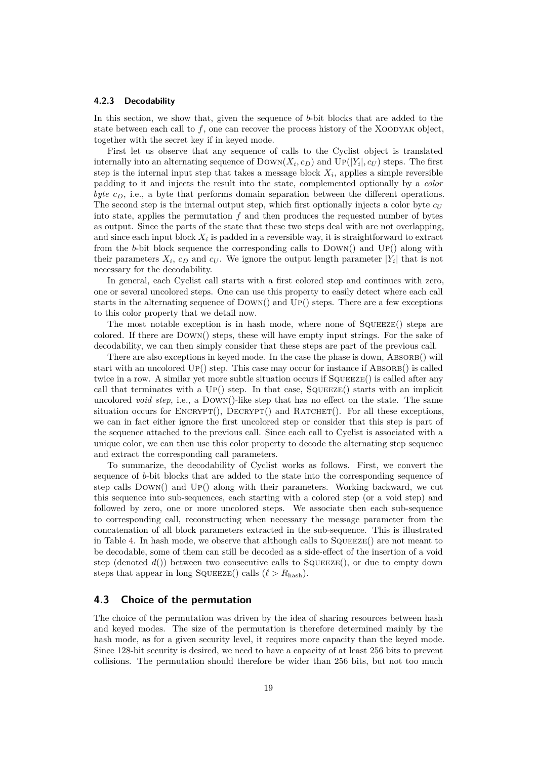### 4.2.3 Decodability

In this section, we show that, given the sequence of $b$-bit blocks that are added to the state between each call to $f$, one can recover the process history of the Xoodyak object, together with the secret key if in keyed mode.

First let us observe that any sequence of calls to the Cyclist object is translated internally into an alternating sequence of $\text{Down}(X_i, c_D)$ and $\text{Up}(|Y_i|, c_U)$ steps. The first step is the internal input step that takes a message block $X_i$, applies a simple reversible padding to it and injects the result into the state, complemented optionally by a *color byte* $c_D$, i.e., a byte that performs domain separation between the different operations. The second step is the internal output step, which first optionally injects a color byte $c_U$ into state, applies the permutation $f$ and then produces the requested number of bytes as output. Since the parts of the state that these two steps deal with are not overlapping, and since each input block $X_i$ is padded in a reversible way, it is straightforward to extract from the $b$-bit block sequence the corresponding calls to Down() and Up() along with their parameters $X_i$, $c_D$ and $c_U$. We ignore the output length parameter $|Y_i|$ that is not necessary for the decodability.

In general, each Cyclist call starts with a first colored step and continues with zero, one or several uncolored steps. One can use this property to easily detect where each call starts in the alternating sequence of Down() and Up() steps. There are a few exceptions to this color property that we detail now.

The most notable exception is in hash mode, where none of Squeeze() steps are colored. If there are Down() steps, these will have empty input strings. For the sake of decodability, we can then simply consider that these steps are part of the previous call.

There are also exceptions in keyed mode. In the case the phase is down, Absorb() will start with an uncolored Up() step. This case may occur for instance if Absorb() is called twice in a row. A similar yet more subtle situation occurs if Squeeze() is called after any call that terminates with a Up() step. In that case, Squeeze() starts with an implicit uncolored *void step*, i.e., a Down()-like step that has no effect on the state. The same situation occurs for Encrypt(), Decrypt() and Ratchet(). For all these exceptions, we can in fact either ignore the first uncolored step or consider that this step is part of the sequence attached to the previous call. Since each call to Cyclist is associated with a unique color, we can then use this color property to decode the alternating step sequence and extract the corresponding call parameters.

To summarize, the decodability of Cyclist works as follows. First, we convert the sequence of $b$-bit blocks that are added to the state into the corresponding sequence of step calls Down() and Up() along with their parameters. Working backward, we cut this sequence into sub-sequences, each starting with a colored step (or a void step) and followed by zero, one or more uncolored steps. We associate then each sub-sequence to corresponding call, reconstructing when necessary the message parameter from the concatenation of all block parameters extracted in the sub-sequence. This is illustrated in Table 4. In hash mode, we observe that although calls to Squeeze() are not meant to be decodable, some of them can still be decoded as a side-effect of the insertion of a void step (denoted $d()$) between two consecutive calls to Squeeze(), or due to empty down steps that appear in long Squeeze() calls ($\ell > R_{\text{hash}}$).

## 4.3 Choice of the permutation

The choice of the permutation was driven by the idea of sharing resources between hash and keyed modes. The size of the permutation is therefore determined mainly by the hash mode, as for a given security level, it requires more capacity than the keyed mode. Since 128-bit security is desired, we need to have a capacity of at least 256 bits to prevent collisions. The permutation should therefore be wider than 256 bits, but not too much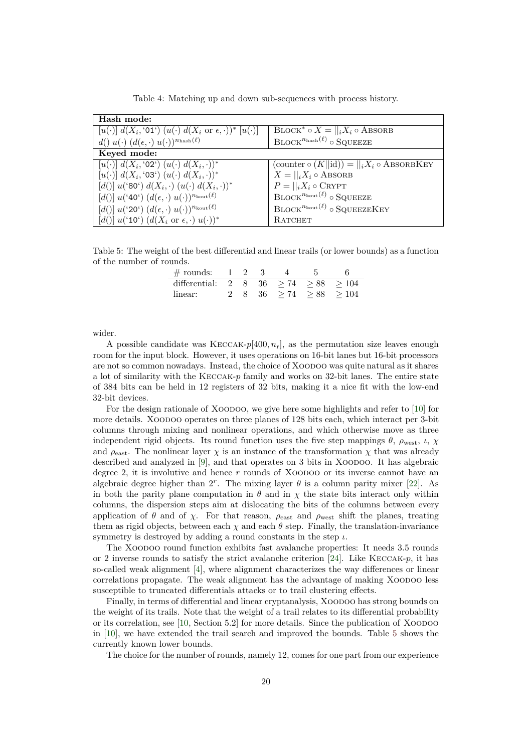Table 4: Matching up and down sub-sequences with process history.

| **Hash mode:** | |
|---|---|
| $[u(\cdot)]\ d(X_i, \text{`01'})\ (u(\cdot)\ d(X_i \text{ or } \epsilon, \cdot))^*\ [u(\cdot)]$ | $\text{BLOCK}^* \circ X = \|\|_i X_i \circ \text{ABSORB}$ |
| $d()\ u(\cdot)\ (d(\epsilon, \cdot)\ u(\cdot))^{n_{\text{hash}}(\ell)}$ | $\text{BLOCK}^{n_{\text{hash}}(\ell)} \circ \text{SQUEEZE}$ |
| **Keyed mode:** | |
| $[u(\cdot)]\ d(X_i, \text{`02'})\ (u(\cdot)\ d(X_i, \cdot))^*$ | $(\text{counter} \circ (K\|\|\text{id})) = \|\|_i X_i \circ \text{ABSORBKEY}$ |
| $[u(\cdot)]\ d(X_i, \text{`03'})\ (u(\cdot)\ d(X_i, \cdot))^*$ | $X = \|\|_i X_i \circ \text{ABSORB}$ |
| $[d()]\ u(\text{`80'})\ d(X_i, \cdot)\ (u(\cdot)\ d(X_i, \cdot))^*$ | $P = \|\|_i X_i \circ \text{CRYPT}$ |
| $[d()]\ u(\text{`40'})\ (d(\epsilon, \cdot)\ u(\cdot))^{n_{\text{kout}}(\ell)}$ | $\text{BLOCK}^{n_{\text{kout}}(\ell)} \circ \text{SQUEEZE}$ |
| $[d()]\ u(\text{`20'})\ (d(\epsilon, \cdot)\ u(\cdot))^{n_{\text{kout}}(\ell)}$ | $\text{BLOCK}^{n_{\text{kout}}(\ell)} \circ \text{SQUEEZEKEY}$ |
| $[d()]\ u(\text{`10'})\ (d(X_i \text{ or } \epsilon, \cdot)\ u(\cdot))^*$ | RATCHET |

Table 5: The weight of the best differential and linear trails (or lower bounds) as a function of the number of rounds.

| # rounds: | 1 | 2 | 3 | 4 | 5 | 6 |
|---|---|---|---|---|---|---|
| differential: | 2 | 8 | 36 | $\geq 74$ | $\geq 88$ | $\geq 104$ |
| linear: | 2 | 8 | 36 | $\geq 74$ | $\geq 88$ | $\geq 104$ |

wider.

A possible candidate was KECCAK-$p[400, n_r]$, as the permutation size leaves enough room for the input block. However, it uses operations on 16-bit lanes but 16-bit processors are not so common nowadays. Instead, the choice of XOODOO was quite natural as it shares a lot of similarity with the KECCAK-$p$ family and works on 32-bit lanes. The entire state of 384 bits can be held in 12 registers of 32 bits, making it a nice fit with the low-end 32-bit devices.

For the design rationale of XOODOO, we give here some highlights and refer to [10] for more details. XOODOO operates on three planes of 128 bits each, which interact per 3-bit columns through mixing and nonlinear operations, and which otherwise move as three independent rigid objects. Its round function uses the five step mappings $\theta$, $\rho_{\text{west}}$, $\iota$, $\chi$ and $\rho_{\text{east}}$. The nonlinear layer $\chi$ is an instance of the transformation $\chi$ that was already described and analyzed in [9], and that operates on 3 bits in XOODOO. It has algebraic degree 2, it is involutive and hence $r$ rounds of XOODOO or its inverse cannot have an algebraic degree higher than $2^r$. The mixing layer $\theta$ is a column parity mixer [22]. As in both the parity plane computation in $\theta$ and in $\chi$ the state bits interact only within columns, the dispersion steps aim at dislocating the bits of the columns between every application of $\theta$ and of $\chi$. For that reason, $\rho_{\text{east}}$ and $\rho_{\text{west}}$ shift the planes, treating them as rigid objects, between each $\chi$ and each $\theta$ step. Finally, the translation-invariance symmetry is destroyed by adding a round constants in the step $\iota$.

The XOODOO round function exhibits fast avalanche properties: It needs 3.5 rounds or 2 inverse rounds to satisfy the strict avalanche criterion [24]. Like KECCAK-$p$, it has so-called weak alignment [4], where alignment characterizes the way differences or linear correlations propagate. The weak alignment has the advantage of making XOODOO less susceptible to truncated differentials attacks or to trail clustering effects.

Finally, in terms of differential and linear cryptanalysis, XOODOO has strong bounds on the weight of its trails. Note that the weight of a trail relates to its differential probability or its correlation, see [10, Section 5.2] for more details. Since the publication of XOODOO in [10], we have extended the trail search and improved the bounds. Table 5 shows the currently known lower bounds.

The choice for the number of rounds, namely 12, comes for one part from our experience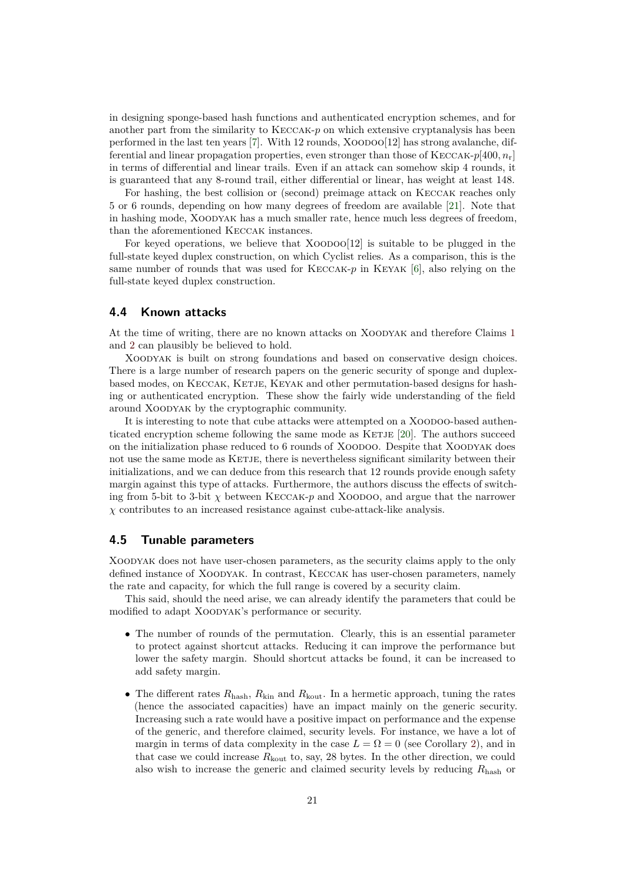in designing sponge-based hash functions and authenticated encryption schemes, and for another part from the similarity to Keccak-$p$ on which extensive cryptanalysis has been performed in the last ten years [7]. With 12 rounds, Xoodoo[12] has strong avalanche, differential and linear propagation properties, even stronger than those of Keccak-$p[400, n_r]$ in terms of differential and linear trails. Even if an attack can somehow skip 4 rounds, it is guaranteed that any 8-round trail, either differential or linear, has weight at least 148.

For hashing, the best collision or (second) preimage attack on Keccak reaches only 5 or 6 rounds, depending on how many degrees of freedom are available [21]. Note that in hashing mode, Xoodyak has a much smaller rate, hence much less degrees of freedom, than the aforementioned Keccak instances.

For keyed operations, we believe that Xoodoo[12] is suitable to be plugged in the full-state keyed duplex construction, on which Cyclist relies. As a comparison, this is the same number of rounds that was used for Keccak-$p$ in Keyak [6], also relying on the full-state keyed duplex construction.

## 4.4 Known attacks

At the time of writing, there are no known attacks on Xoodyak and therefore Claims 1 and 2 can plausibly be believed to hold.

Xoodyak is built on strong foundations and based on conservative design choices. There is a large number of research papers on the generic security of sponge and duplex-based modes, on Keccak, Ketje, Keyak and other permutation-based designs for hashing or authenticated encryption. These show the fairly wide understanding of the field around Xoodyak by the cryptographic community.

It is interesting to note that cube attacks were attempted on a Xoodoo-based authenticated encryption scheme following the same mode as Ketje [20]. The authors succeed on the initialization phase reduced to 6 rounds of Xoodoo. Despite that Xoodyak does not use the same mode as Ketje, there is nevertheless significant similarity between their initializations, and we can deduce from this research that 12 rounds provide enough safety margin against this type of attacks. Furthermore, the authors discuss the effects of switching from 5-bit to 3-bit $\chi$ between Keccak-$p$ and Xoodoo, and argue that the narrower $\chi$ contributes to an increased resistance against cube-attack-like analysis.

## 4.5 Tunable parameters

Xoodyak does not have user-chosen parameters, as the security claims apply to the only defined instance of Xoodyak. In contrast, Keccak has user-chosen parameters, namely the rate and capacity, for which the full range is covered by a security claim.

This said, should the need arise, we can already identify the parameters that could be modified to adapt Xoodyak's performance or security.

- The number of rounds of the permutation. Clearly, this is an essential parameter to protect against shortcut attacks. Reducing it can improve the performance but lower the safety margin. Should shortcut attacks be found, it can be increased to add safety margin.

- The different rates $R_{\text{hash}}$, $R_{\text{kin}}$ and $R_{\text{kout}}$. In a hermetic approach, tuning the rates (hence the associated capacities) have an impact mainly on the generic security. Increasing such a rate would have a positive impact on performance and the expense of the generic, and therefore claimed, security levels. For instance, we have a lot of margin in terms of data complexity in the case $L = \Omega = 0$ (see Corollary 2), and in that case we could increase $R_{\text{kout}}$ to, say, 28 bytes. In the other direction, we could also wish to increase the generic and claimed security levels by reducing $R_{\text{hash}}$ or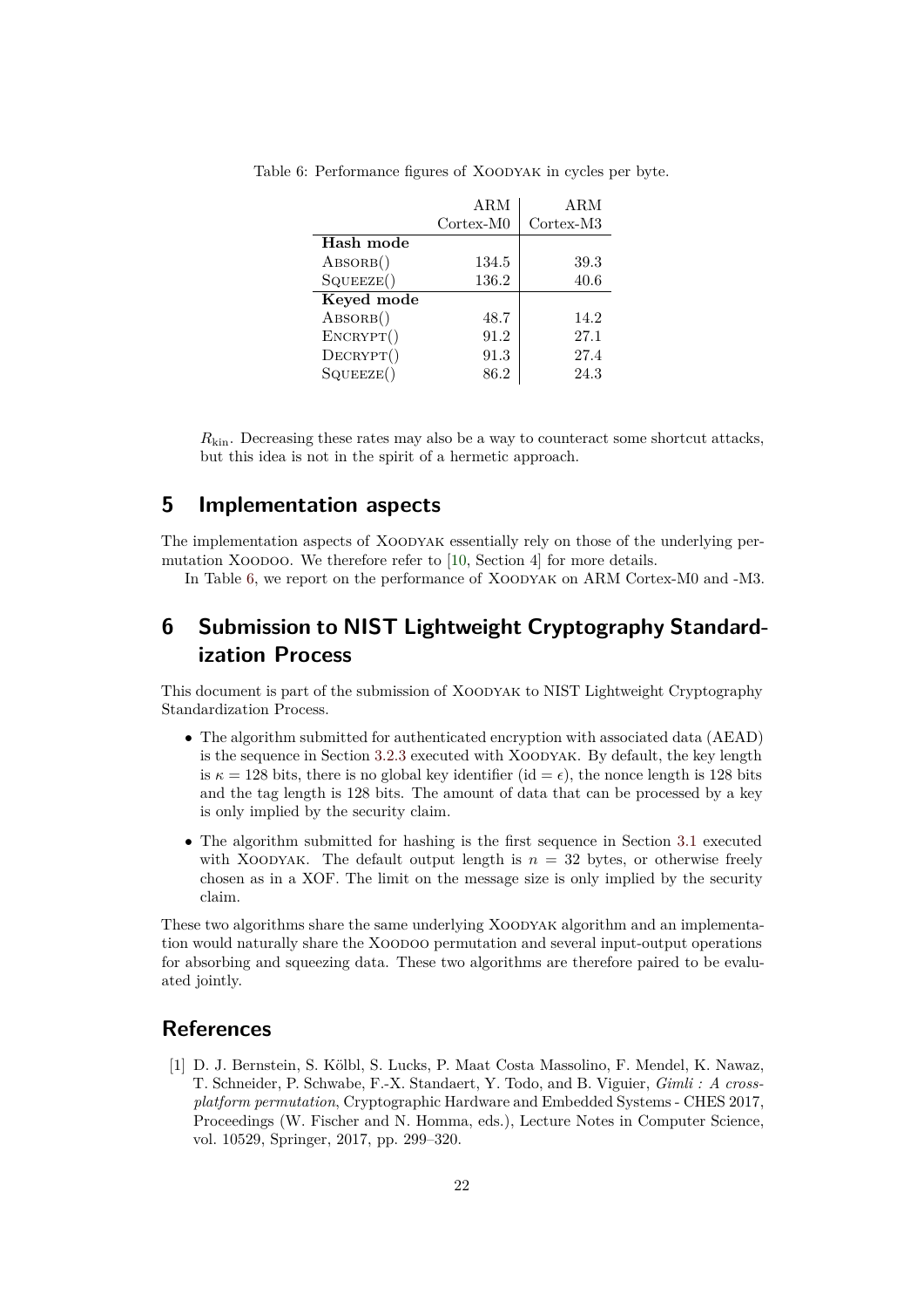Table 6: Performance figures of XOODYAK in cycles per byte.

| | ARM Cortex-M0 | ARM Cortex-M3 |
|---|---|---|
| **Hash mode** | | |
| ABSORB() | 134.5 | 39.3 |
| SQUEEZE() | 136.2 | 40.6 |
| **Keyed mode** | | |
| ABSORB() | 48.7 | 14.2 |
| ENCRYPT() | 91.2 | 27.1 |
| DECRYPT() | 91.3 | 27.4 |
| SQUEEZE() | 86.2 | 24.3 |

$R_{\text{kin}}$. Decreasing these rates may also be a way to counteract some shortcut attacks, but this idea is not in the spirit of a hermetic approach.

## 5 Implementation aspects

The implementation aspects of XOODYAK essentially rely on those of the underlying permutation XOODOO. We therefore refer to [10, Section 4] for more details.

In Table 6, we report on the performance of XOODYAK on ARM Cortex-M0 and -M3.

## 6 Submission to NIST Lightweight Cryptography Standardization Process

This document is part of the submission of XOODYAK to NIST Lightweight Cryptography Standardization Process.

- The algorithm submitted for authenticated encryption with associated data (AEAD) is the sequence in Section 3.2.3 executed with XOODYAK. By default, the key length is $\kappa = 128$ bits, there is no global key identifier ($\text{id} = \epsilon$), the nonce length is 128 bits and the tag length is 128 bits. The amount of data that can be processed by a key is only implied by the security claim.
- The algorithm submitted for hashing is the first sequence in Section 3.1 executed with XOODYAK. The default output length is $n = 32$ bytes, or otherwise freely chosen as in a XOF. The limit on the message size is only implied by the security claim.

These two algorithms share the same underlying XOODYAK algorithm and an implementation would naturally share the XOODOO permutation and several input-output operations for absorbing and squeezing data. These two algorithms are therefore paired to be evaluated jointly.

## References

[1] D. J. Bernstein, S. Kölbl, S. Lucks, P. Maat Costa Massolino, F. Mendel, K. Nawaz, T. Schneider, P. Schwabe, F.-X. Standaert, Y. Todo, and B. Viguier, *Gimli : A cross-platform permutation*, Cryptographic Hardware and Embedded Systems - CHES 2017, Proceedings (W. Fischer and N. Homma, eds.), Lecture Notes in Computer Science, vol. 10529, Springer, 2017, pp. 299–320.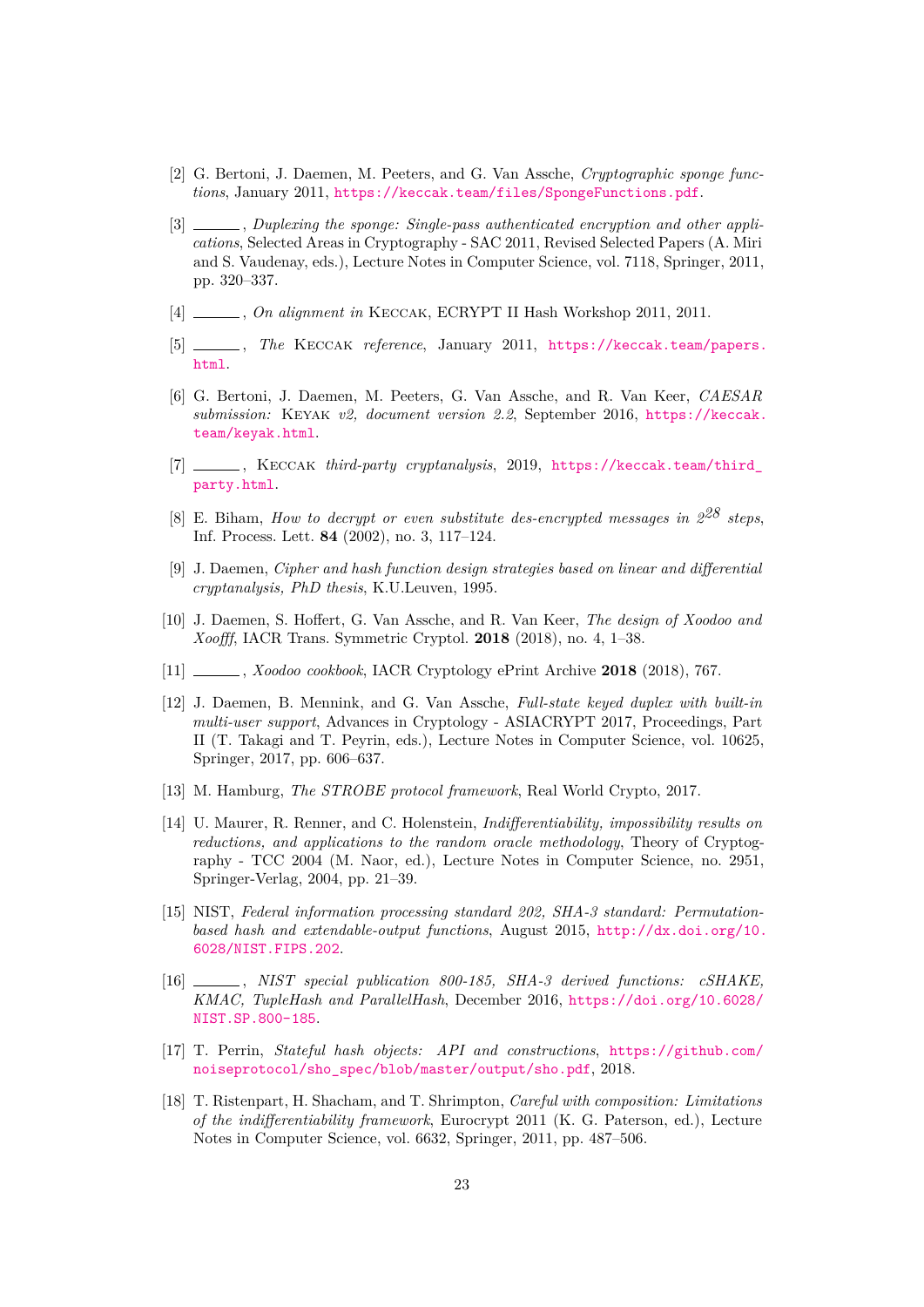[2] G. Bertoni, J. Daemen, M. Peeters, and G. Van Assche, *Cryptographic sponge functions*, January 2011, https://keccak.team/files/SpongeFunctions.pdf.

[3] ______, *Duplexing the sponge: Single-pass authenticated encryption and other applications*, Selected Areas in Cryptography - SAC 2011, Revised Selected Papers (A. Miri and S. Vaudenay, eds.), Lecture Notes in Computer Science, vol. 7118, Springer, 2011, pp. 320–337.

[4] ______, *On alignment in* Keccak, ECRYPT II Hash Workshop 2011, 2011.

[5] ______, *The* Keccak *reference*, January 2011, https://keccak.team/papers.html.

[6] G. Bertoni, J. Daemen, M. Peeters, G. Van Assche, and R. Van Keer, *CAESAR submission:* Keyak *v2, document version 2.2*, September 2016, https://keccak.team/keyak.html.

[7] ______, Keccak *third-party cryptanalysis*, 2019, https://keccak.team/third_party.html.

[8] E. Biham, *How to decrypt or even substitute des-encrypted messages in $2^{28}$ steps*, Inf. Process. Lett. **84** (2002), no. 3, 117–124.

[9] J. Daemen, *Cipher and hash function design strategies based on linear and differential cryptanalysis, PhD thesis*, K.U.Leuven, 1995.

[10] J. Daemen, S. Hoffert, G. Van Assche, and R. Van Keer, *The design of Xoodoo and Xoofff*, IACR Trans. Symmetric Cryptol. **2018** (2018), no. 4, 1–38.

[11] ______, *Xoodoo cookbook*, IACR Cryptology ePrint Archive **2018** (2018), 767.

[12] J. Daemen, B. Mennink, and G. Van Assche, *Full-state keyed duplex with built-in multi-user support*, Advances in Cryptology - ASIACRYPT 2017, Proceedings, Part II (T. Takagi and T. Peyrin, eds.), Lecture Notes in Computer Science, vol. 10625, Springer, 2017, pp. 606–637.

[13] M. Hamburg, *The STROBE protocol framework*, Real World Crypto, 2017.

[14] U. Maurer, R. Renner, and C. Holenstein, *Indifferentiability, impossibility results on reductions, and applications to the random oracle methodology*, Theory of Cryptography - TCC 2004 (M. Naor, ed.), Lecture Notes in Computer Science, no. 2951, Springer-Verlag, 2004, pp. 21–39.

[15] NIST, *Federal information processing standard 202, SHA-3 standard: Permutation-based hash and extendable-output functions*, August 2015, http://dx.doi.org/10.6028/NIST.FIPS.202.

[16] ______, *NIST special publication 800-185, SHA-3 derived functions: cSHAKE, KMAC, TupleHash and ParallelHash*, December 2016, https://doi.org/10.6028/NIST.SP.800-185.

[17] T. Perrin, *Stateful hash objects: API and constructions*, https://github.com/noiseprotocol/sho_spec/blob/master/output/sho.pdf, 2018.

[18] T. Ristenpart, H. Shacham, and T. Shrimpton, *Careful with composition: Limitations of the indifferentiability framework*, Eurocrypt 2011 (K. G. Paterson, ed.), Lecture Notes in Computer Science, vol. 6632, Springer, 2011, pp. 487–506.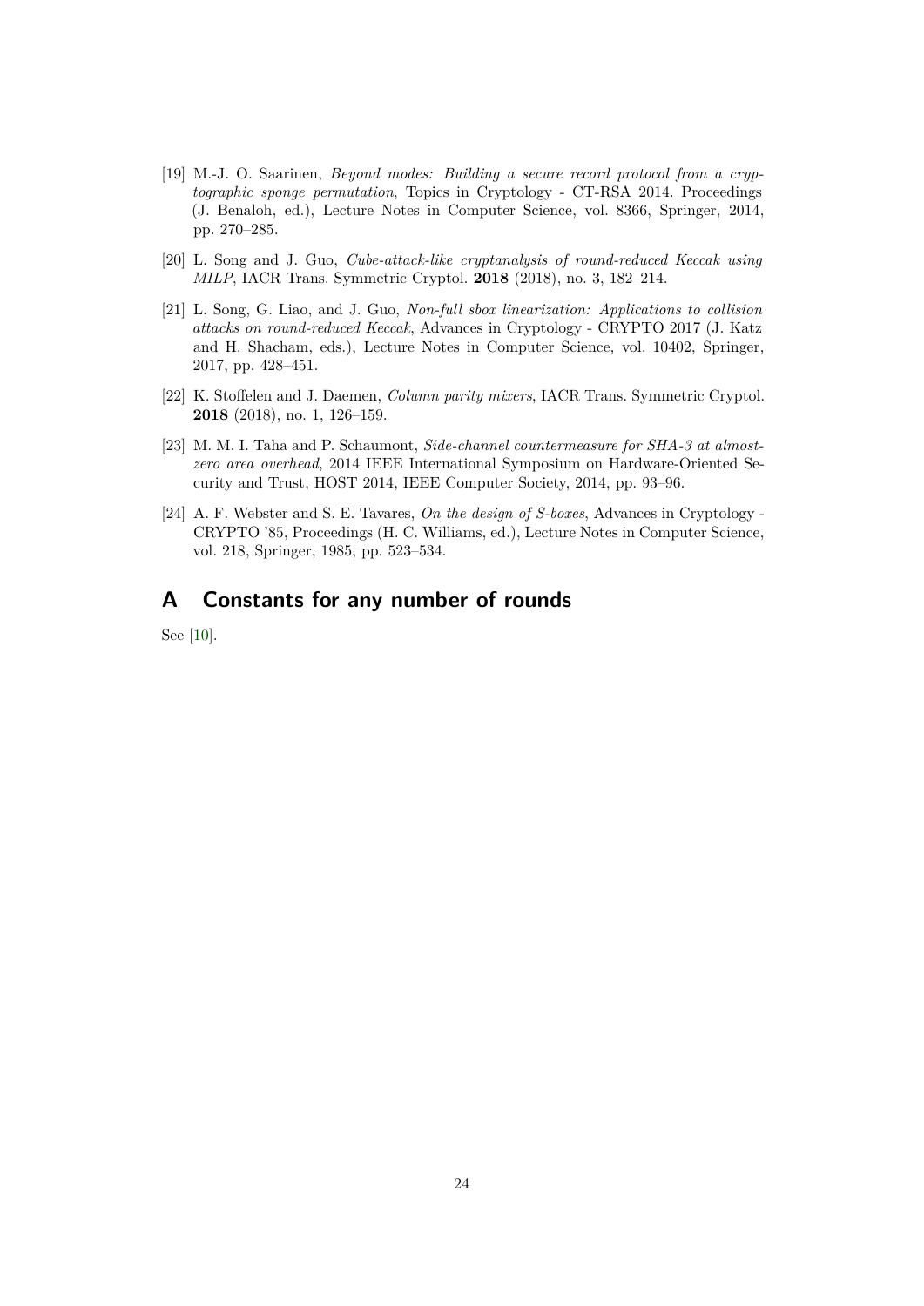[19] M.-J. O. Saarinen, *Beyond modes: Building a secure record protocol from a cryptographic sponge permutation*, Topics in Cryptology - CT-RSA 2014. Proceedings (J. Benaloh, ed.), Lecture Notes in Computer Science, vol. 8366, Springer, 2014, pp. 270–285.

[20] L. Song and J. Guo, *Cube-attack-like cryptanalysis of round-reduced Keccak using MILP*, IACR Trans. Symmetric Cryptol. **2018** (2018), no. 3, 182–214.

[21] L. Song, G. Liao, and J. Guo, *Non-full sbox linearization: Applications to collision attacks on round-reduced Keccak*, Advances in Cryptology - CRYPTO 2017 (J. Katz and H. Shacham, eds.), Lecture Notes in Computer Science, vol. 10402, Springer, 2017, pp. 428–451.

[22] K. Stoffelen and J. Daemen, *Column parity mixers*, IACR Trans. Symmetric Cryptol. **2018** (2018), no. 1, 126–159.

[23] M. M. I. Taha and P. Schaumont, *Side-channel countermeasure for SHA-3 at almost-zero area overhead*, 2014 IEEE International Symposium on Hardware-Oriented Security and Trust, HOST 2014, IEEE Computer Society, 2014, pp. 93–96.

[24] A. F. Webster and S. E. Tavares, *On the design of S-boxes*, Advances in Cryptology - CRYPTO '85, Proceedings (H. C. Williams, ed.), Lecture Notes in Computer Science, vol. 218, Springer, 1985, pp. 523–534.

# A Constants for any number of rounds

See [10].